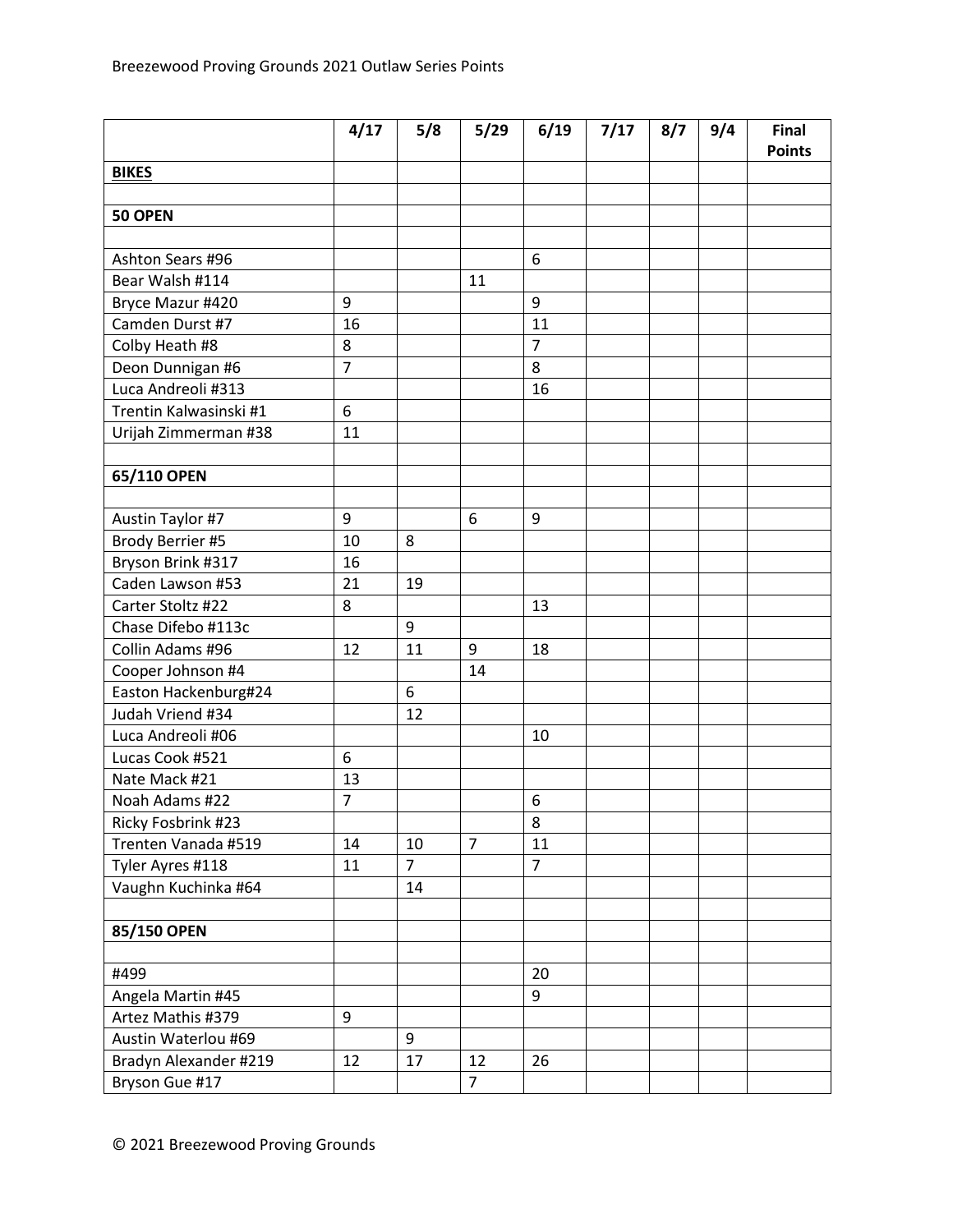Breezewood Proving Grounds 2021 Outlaw Series Points

| | 4/17 | 5/8 | 5/29 | 6/19 | 7/17 | 8/7 | 9/4 | Final Points |
|---|---|---|---|---|---|---|---|---|
| **BIKES** | | | | | | | | |
| | | | | | | | | |
| **50 OPEN** | | | | | | | | |
| | | | | | | | | |
| Ashton Sears #96 | | | | 6 | | | | |
| Bear Walsh #114 | | | 11 | | | | | |
| Bryce Mazur #420 | 9 | | | 9 | | | | |
| Camden Durst #7 | 16 | | | 11 | | | | |
| Colby Heath #8 | 8 | | | 7 | | | | |
| Deon Dunnigan #6 | 7 | | | 8 | | | | |
| Luca Andreoli #313 | | | | 16 | | | | |
| Trentin Kalwasinski #1 | 6 | | | | | | | |
| Urijah Zimmerman #38 | 11 | | | | | | | |
| | | | | | | | | |
| **65/110 OPEN** | | | | | | | | |
| | | | | | | | | |
| Austin Taylor #7 | 9 | | 6 | 9 | | | | |
| Brody Berrier #5 | 10 | 8 | | | | | | |
| Bryson Brink #317 | 16 | | | | | | | |
| Caden Lawson #53 | 21 | 19 | | | | | | |
| Carter Stoltz #22 | 8 | | | 13 | | | | |
| Chase Difebo #113c | | 9 | | | | | | |
| Collin Adams #96 | 12 | 11 | 9 | 18 | | | | |
| Cooper Johnson #4 | | | 14 | | | | | |
| Easton Hackenburg#24 | | 6 | | | | | | |
| Judah Vriend #34 | | 12 | | | | | | |
| Luca Andreoli #06 | | | | 10 | | | | |
| Lucas Cook #521 | 6 | | | | | | | |
| Nate Mack #21 | 13 | | | | | | | |
| Noah Adams #22 | 7 | | | 6 | | | | |
| Ricky Fosbrink #23 | | | | 8 | | | | |
| Trenten Vanada #519 | 14 | 10 | 7 | 11 | | | | |
| Tyler Ayres #118 | 11 | 7 | | 7 | | | | |
| Vaughn Kuchinka #64 | | 14 | | | | | | |
| | | | | | | | | |
| **85/150 OPEN** | | | | | | | | |
| | | | | | | | | |
| #499 | | | | 20 | | | | |
| Angela Martin #45 | | | | 9 | | | | |
| Artez Mathis #379 | 9 | | | | | | | |
| Austin Waterlou #69 | | 9 | | | | | | |
| Bradyn Alexander #219 | 12 | 17 | 12 | 26 | | | | |
| Bryson Gue #17 | | | 7 | | | | | |

© 2021 Breezewood Proving Grounds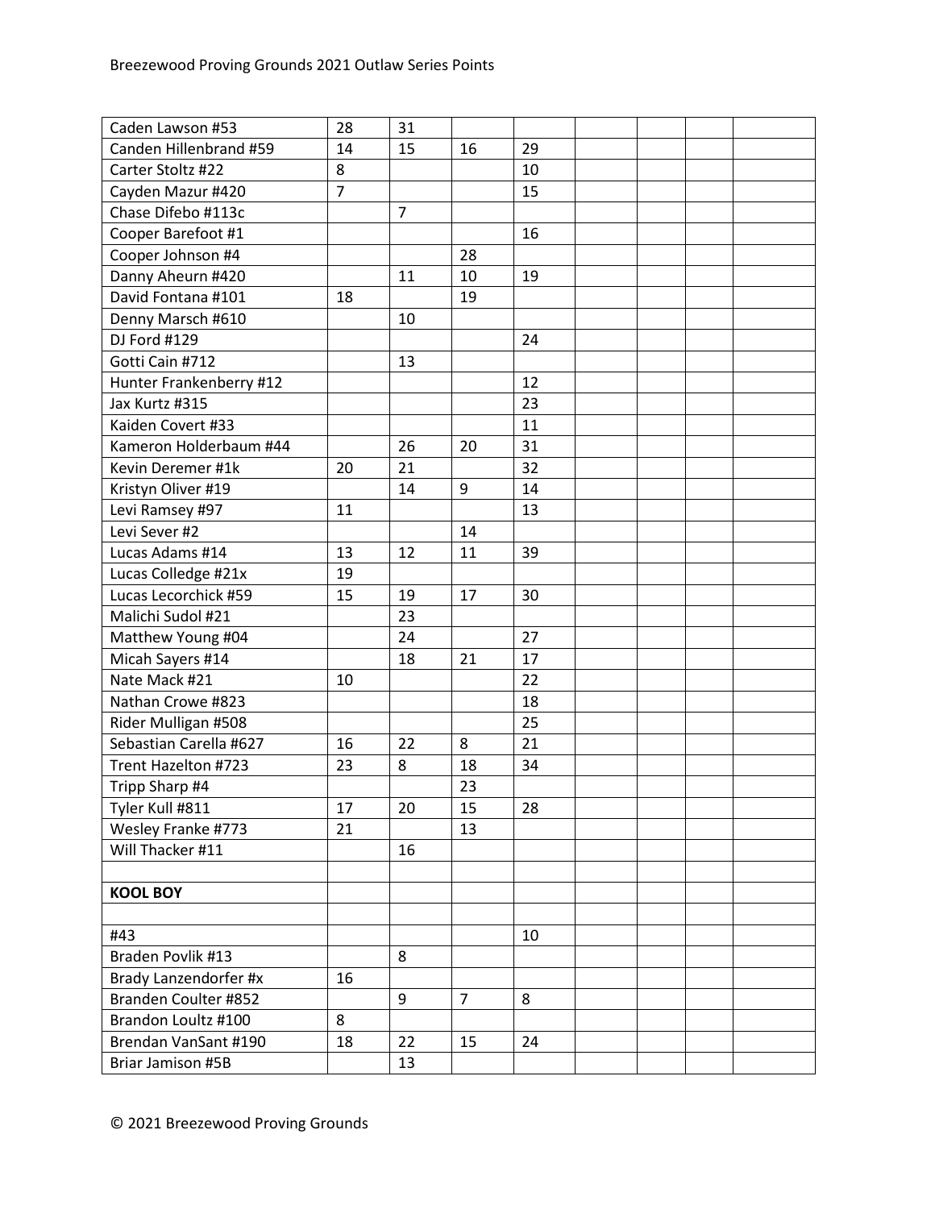| | | | | | | | | |
|---|---|---|---|---|---|---|---|---|
| Caden Lawson #53 | 28 | 31 | | | | | | |
| Canden Hillenbrand #59 | 14 | 15 | 16 | 29 | | | | |
| Carter Stoltz #22 | 8 | | | 10 | | | | |
| Cayden Mazur #420 | 7 | | | 15 | | | | |
| Chase Difebo #113c | | 7 | | | | | | |
| Cooper Barefoot #1 | | | | 16 | | | | |
| Cooper Johnson #4 | | | 28 | | | | | |
| Danny Aheurn #420 | | 11 | 10 | 19 | | | | |
| David Fontana #101 | 18 | | 19 | | | | | |
| Denny Marsch #610 | | 10 | | | | | | |
| DJ Ford #129 | | | | 24 | | | | |
| Gotti Cain #712 | | 13 | | | | | | |
| Hunter Frankenberry #12 | | | | 12 | | | | |
| Jax Kurtz #315 | | | | 23 | | | | |
| Kaiden Covert #33 | | | | 11 | | | | |
| Kameron Holderbaum #44 | | 26 | 20 | 31 | | | | |
| Kevin Deremer #1k | 20 | 21 | | 32 | | | | |
| Kristyn Oliver #19 | | 14 | 9 | 14 | | | | |
| Levi Ramsey #97 | 11 | | | 13 | | | | |
| Levi Sever #2 | | | 14 | | | | | |
| Lucas Adams #14 | 13 | 12 | 11 | 39 | | | | |
| Lucas Colledge #21x | 19 | | | | | | | |
| Lucas Lecorchick #59 | 15 | 19 | 17 | 30 | | | | |
| Malichi Sudol #21 | | 23 | | | | | | |
| Matthew Young #04 | | 24 | | 27 | | | | |
| Micah Sayers #14 | | 18 | 21 | 17 | | | | |
| Nate Mack #21 | 10 | | | 22 | | | | |
| Nathan Crowe #823 | | | | 18 | | | | |
| Rider Mulligan #508 | | | | 25 | | | | |
| Sebastian Carella #627 | 16 | 22 | 8 | 21 | | | | |
| Trent Hazelton #723 | 23 | 8 | 18 | 34 | | | | |
| Tripp Sharp #4 | | | 23 | | | | | |
| Tyler Kull #811 | 17 | 20 | 15 | 28 | | | | |
| Wesley Franke #773 | 21 | | 13 | | | | | |
| Will Thacker #11 | | 16 | | | | | | |
| | | | | | | | | |
| **KOOL BOY** | | | | | | | | |
| | | | | | | | | |
| #43 | | | | 10 | | | | |
| Braden Povlik #13 | | 8 | | | | | | |
| Brady Lanzendorfer #x | 16 | | | | | | | |
| Branden Coulter #852 | | 9 | 7 | 8 | | | | |
| Brandon Loultz #100 | 8 | | | | | | | |
| Brendan VanSant #190 | 18 | 22 | 15 | 24 | | | | |
| Briar Jamison #5B | | 13 | | | | | | |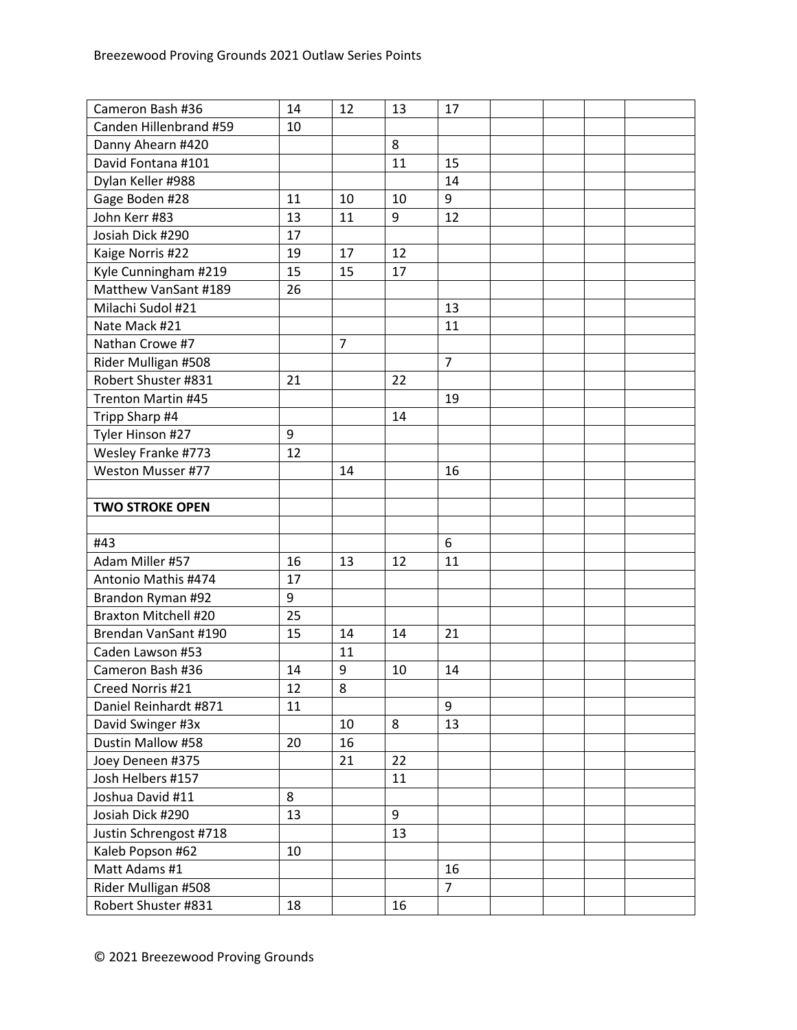| | | | | | | | | |
|---|---|---|---|---|---|---|---|---|
| Cameron Bash #36 | 14 | 12 | 13 | 17 | | | | |
| Canden Hillenbrand #59 | 10 | | | | | | | |
| Danny Ahearn #420 | | | 8 | | | | | |
| David Fontana #101 | | | 11 | 15 | | | | |
| Dylan Keller #988 | | | | 14 | | | | |
| Gage Boden #28 | 11 | 10 | 10 | 9 | | | | |
| John Kerr #83 | 13 | 11 | 9 | 12 | | | | |
| Josiah Dick #290 | 17 | | | | | | | |
| Kaige Norris #22 | 19 | 17 | 12 | | | | | |
| Kyle Cunningham #219 | 15 | 15 | 17 | | | | | |
| Matthew VanSant #189 | 26 | | | | | | | |
| Milachi Sudol #21 | | | | 13 | | | | |
| Nate Mack #21 | | | | 11 | | | | |
| Nathan Crowe #7 | | 7 | | | | | | |
| Rider Mulligan #508 | | | | 7 | | | | |
| Robert Shuster #831 | 21 | | 22 | | | | | |
| Trenton Martin #45 | | | | 19 | | | | |
| Tripp Sharp #4 | | | 14 | | | | | |
| Tyler Hinson #27 | 9 | | | | | | | |
| Wesley Franke #773 | 12 | | | | | | | |
| Weston Musser #77 | | 14 | | 16 | | | | |
| | | | | | | | | |
| **TWO STROKE OPEN** | | | | | | | | |
| | | | | | | | | |
| #43 | | | | 6 | | | | |
| Adam Miller #57 | 16 | 13 | 12 | 11 | | | | |
| Antonio Mathis #474 | 17 | | | | | | | |
| Brandon Ryman #92 | 9 | | | | | | | |
| Braxton Mitchell #20 | 25 | | | | | | | |
| Brendan VanSant #190 | 15 | 14 | 14 | 21 | | | | |
| Caden Lawson #53 | | 11 | | | | | | |
| Cameron Bash #36 | 14 | 9 | 10 | 14 | | | | |
| Creed Norris #21 | 12 | 8 | | | | | | |
| Daniel Reinhardt #871 | 11 | | | 9 | | | | |
| David Swinger #3x | | 10 | 8 | 13 | | | | |
| Dustin Mallow #58 | 20 | 16 | | | | | | |
| Joey Deneen #375 | | 21 | 22 | | | | | |
| Josh Helbers #157 | | | 11 | | | | | |
| Joshua David #11 | 8 | | | | | | | |
| Josiah Dick #290 | 13 | | 9 | | | | | |
| Justin Schrengost #718 | | | 13 | | | | | |
| Kaleb Popson #62 | 10 | | | | | | | |
| Matt Adams #1 | | | | 16 | | | | |
| Rider Mulligan #508 | | | | 7 | | | | |
| Robert Shuster #831 | 18 | | 16 | | | | | |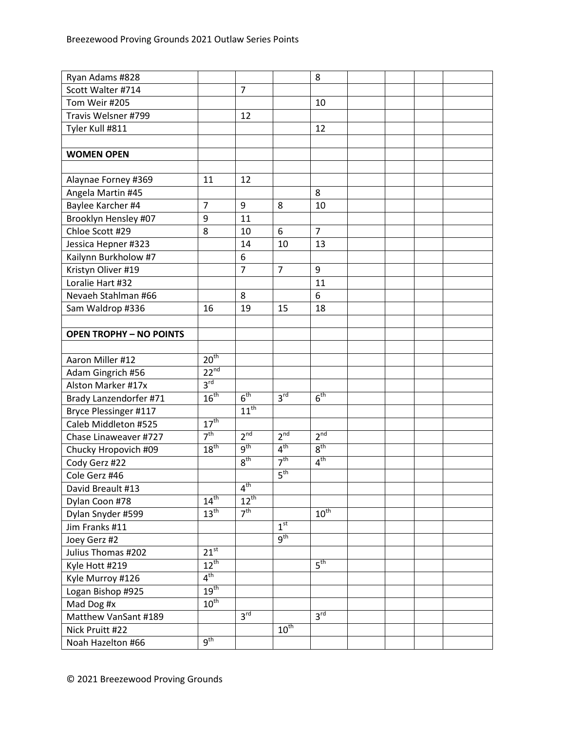| | | | | | | | | |
|---|---|---|---|---|---|---|---|---|
| Ryan Adams #828 | | | | 8 | | | | |
| Scott Walter #714 | | 7 | | | | | | |
| Tom Weir #205 | | | | 10 | | | | |
| Travis Welsner #799 | | 12 | | | | | | |
| Tyler Kull #811 | | | | 12 | | | | |
| | | | | | | | | |
| **WOMEN OPEN** | | | | | | | | |
| | | | | | | | | |
| Alaynae Forney #369 | 11 | 12 | | | | | | |
| Angela Martin #45 | | | | 8 | | | | |
| Baylee Karcher #4 | 7 | 9 | 8 | 10 | | | | |
| Brooklyn Hensley #07 | 9 | 11 | | | | | | |
| Chloe Scott #29 | 8 | 10 | 6 | 7 | | | | |
| Jessica Hepner #323 | | 14 | 10 | 13 | | | | |
| Kailynn Burkholow #7 | | 6 | | | | | | |
| Kristyn Oliver #19 | | 7 | 7 | 9 | | | | |
| Loralie Hart #32 | | | | 11 | | | | |
| Nevaeh Stahlman #66 | | 8 | | 6 | | | | |
| Sam Waldrop #336 | 16 | 19 | 15 | 18 | | | | |
| | | | | | | | | |
| **OPEN TROPHY – NO POINTS** | | | | | | | | |
| | | | | | | | | |
| Aaron Miller #12 | 20th | | | | | | | |
| Adam Gingrich #56 | 22nd | | | | | | | |
| Alston Marker #17x | 3rd | | | | | | | |
| Brady Lanzendorfer #71 | 16th | 6th | 3rd | 6th | | | | |
| Bryce Plessinger #117 | | 11th | | | | | | |
| Caleb Middleton #525 | 17th | | | | | | | |
| Chase Linaweaver #727 | 7th | 2nd | 2nd | 2nd | | | | |
| Chucky Hropovich #09 | 18th | 9th | 4th | 8th | | | | |
| Cody Gerz #22 | | 8th | 7th | 4th | | | | |
| Cole Gerz #46 | | | 5th | | | | | |
| David Breault #13 | | 4th | | | | | | |
| Dylan Coon #78 | 14th | 12th | | | | | | |
| Dylan Snyder #599 | 13th | 7th | | 10th | | | | |
| Jim Franks #11 | | | 1st | | | | | |
| Joey Gerz #2 | | | 9th | | | | | |
| Julius Thomas #202 | 21st | | | | | | | |
| Kyle Hott #219 | 12th | | | 5th | | | | |
| Kyle Murroy #126 | 4th | | | | | | | |
| Logan Bishop #925 | 19th | | | | | | | |
| Mad Dog #x | 10th | | | | | | | |
| Matthew VanSant #189 | | 3rd | | 3rd | | | | |
| Nick Pruitt #22 | | | 10th | | | | | |
| Noah Hazelton #66 | 9th | | | | | | | |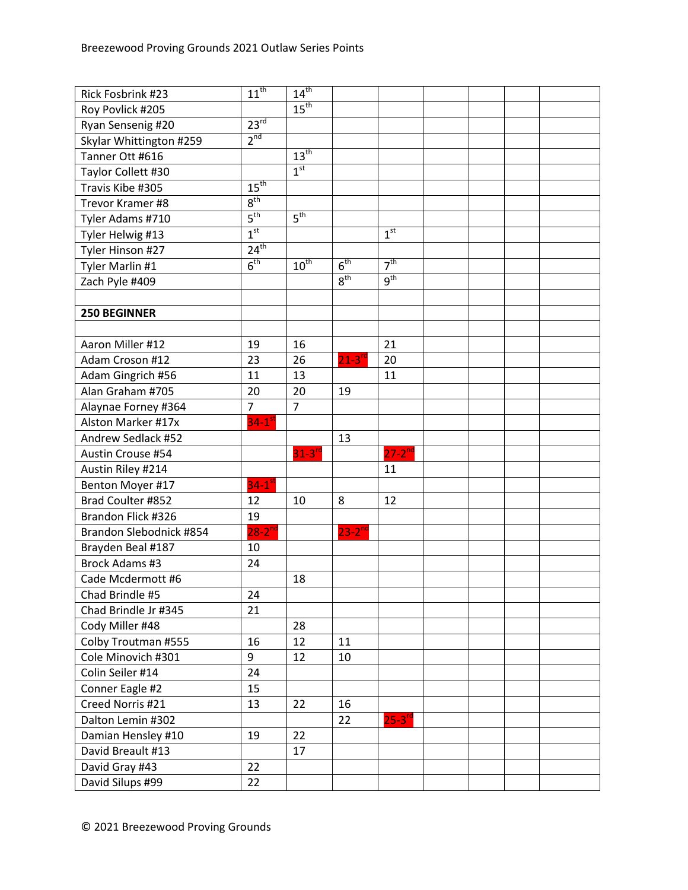| | | | | | | | | |
|---|---|---|---|---|---|---|---|---|
| Rick Fosbrink #23 | 11th | 14th | | | | | | |
| Roy Povlick #205 | | 15th | | | | | | |
| Ryan Sensenig #20 | 23rd | | | | | | | |
| Skylar Whittington #259 | 2nd | | | | | | | |
| Tanner Ott #616 | | 13th | | | | | | |
| Taylor Collett #30 | | 1st | | | | | | |
| Travis Kibe #305 | 15th | | | | | | | |
| Trevor Kramer #8 | 8th | | | | | | | |
| Tyler Adams #710 | 5th | 5th | | | | | | |
| Tyler Helwig #13 | 1st | | | 1st | | | | |
| Tyler Hinson #27 | 24th | | | | | | | |
| Tyler Marlin #1 | 6th | 10th | 6th | 7th | | | | |
| Zach Pyle #409 | | | 8th | 9th | | | | |
| | | | | | | | | |
| **250 BEGINNER** | | | | | | | | |
| | | | | | | | | |
| Aaron Miller #12 | 19 | 16 | | 21 | | | | |
| Adam Croson #12 | 23 | 26 | 21-3rd | 20 | | | | |
| Adam Gingrich #56 | 11 | 13 | | 11 | | | | |
| Alan Graham #705 | 20 | 20 | 19 | | | | | |
| Alaynae Forney #364 | 7 | 7 | | | | | | |
| Alston Marker #17x | 34-1st | | | | | | | |
| Andrew Sedlack #52 | | | 13 | | | | | |
| Austin Crouse #54 | | 31-3rd | | 27-2nd | | | | |
| Austin Riley #214 | | | | 11 | | | | |
| Benton Moyer #17 | 34-1st | | | | | | | |
| Brad Coulter #852 | 12 | 10 | 8 | 12 | | | | |
| Brandon Flick #326 | 19 | | | | | | | |
| Brandon Slebodnick #854 | 28-2nd | | 23-2nd | | | | | |
| Brayden Beal #187 | 10 | | | | | | | |
| Brock Adams #3 | 24 | | | | | | | |
| Cade Mcdermott #6 | | 18 | | | | | | |
| Chad Brindle #5 | 24 | | | | | | | |
| Chad Brindle Jr #345 | 21 | | | | | | | |
| Cody Miller #48 | | 28 | | | | | | |
| Colby Troutman #555 | 16 | 12 | 11 | | | | | |
| Cole Minovich #301 | 9 | 12 | 10 | | | | | |
| Colin Seiler #14 | 24 | | | | | | | |
| Conner Eagle #2 | 15 | | | | | | | |
| Creed Norris #21 | 13 | 22 | 16 | | | | | |
| Dalton Lemin #302 | | | 22 | 25-3rd | | | | |
| Damian Hensley #10 | 19 | 22 | | | | | | |
| David Breault #13 | | 17 | | | | | | |
| David Gray #43 | 22 | | | | | | | |
| David Silups #99 | 22 | | | | | | | |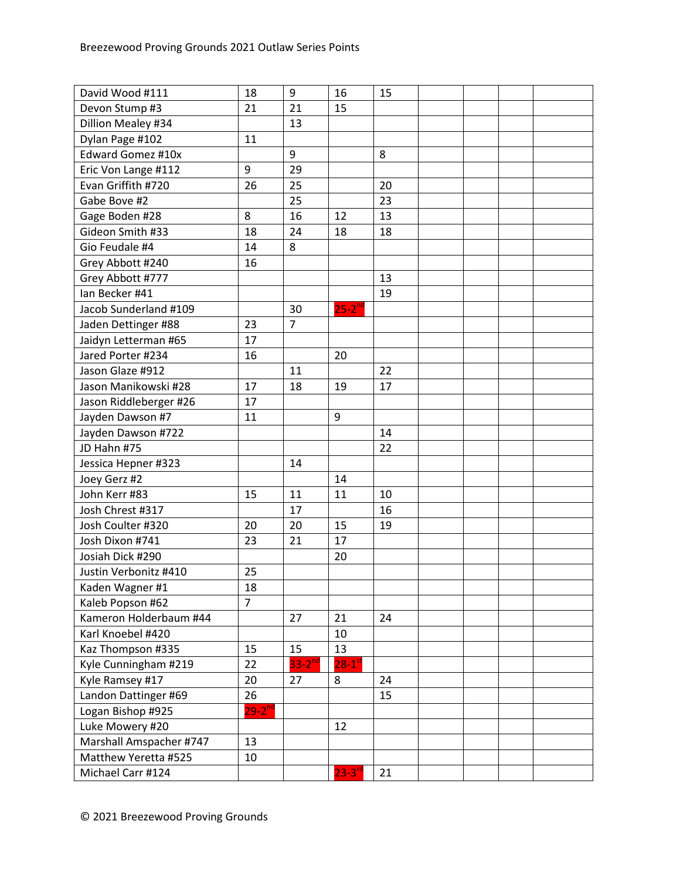| | | | | | | | | |
|---|---|---|---|---|---|---|---|---|
| David Wood #111 | 18 | 9 | 16 | 15 | | | | |
| Devon Stump #3 | 21 | 21 | 15 | | | | | |
| Dillion Mealey #34 | | 13 | | | | | | |
| Dylan Page #102 | 11 | | | | | | | |
| Edward Gomez #10x | | 9 | | 8 | | | | |
| Eric Von Lange #112 | 9 | 29 | | | | | | |
| Evan Griffith #720 | 26 | 25 | | 20 | | | | |
| Gabe Bove #2 | | 25 | | 23 | | | | |
| Gage Boden #28 | 8 | 16 | 12 | 13 | | | | |
| Gideon Smith #33 | 18 | 24 | 18 | 18 | | | | |
| Gio Feudale #4 | 14 | 8 | | | | | | |
| Grey Abbott #240 | 16 | | | | | | | |
| Grey Abbott #777 | | | | 13 | | | | |
| Ian Becker #41 | | | | 19 | | | | |
| Jacob Sunderland #109 | | 30 | 25-2nd | | | | | |
| Jaden Dettinger #88 | 23 | 7 | | | | | | |
| Jaidyn Letterman #65 | 17 | | | | | | | |
| Jared Porter #234 | 16 | | 20 | | | | | |
| Jason Glaze #912 | | 11 | | 22 | | | | |
| Jason Manikowski #28 | 17 | 18 | 19 | 17 | | | | |
| Jason Riddleberger #26 | 17 | | | | | | | |
| Jayden Dawson #7 | 11 | | 9 | | | | | |
| Jayden Dawson #722 | | | | 14 | | | | |
| JD Hahn #75 | | | | 22 | | | | |
| Jessica Hepner #323 | | 14 | | | | | | |
| Joey Gerz #2 | | | 14 | | | | | |
| John Kerr #83 | 15 | 11 | 11 | 10 | | | | |
| Josh Chrest #317 | | 17 | | 16 | | | | |
| Josh Coulter #320 | 20 | 20 | 15 | 19 | | | | |
| Josh Dixon #741 | 23 | 21 | 17 | | | | | |
| Josiah Dick #290 | | | 20 | | | | | |
| Justin Verbonitz #410 | 25 | | | | | | | |
| Kaden Wagner #1 | 18 | | | | | | | |
| Kaleb Popson #62 | 7 | | | | | | | |
| Kameron Holderbaum #44 | | 27 | 21 | 24 | | | | |
| Karl Knoebel #420 | | | 10 | | | | | |
| Kaz Thompson #335 | 15 | 15 | 13 | | | | | |
| Kyle Cunningham #219 | 22 | 33-2nd | 28-1st | | | | | |
| Kyle Ramsey #17 | 20 | 27 | 8 | 24 | | | | |
| Landon Dattinger #69 | 26 | | | 15 | | | | |
| Logan Bishop #925 | 29-2nd | | | | | | | |
| Luke Mowery #20 | | | 12 | | | | | |
| Marshall Amspacher #747 | 13 | | | | | | | |
| Matthew Yeretta #525 | 10 | | | | | | | |
| Michael Carr #124 | | | 23-3rd | 21 | | | | |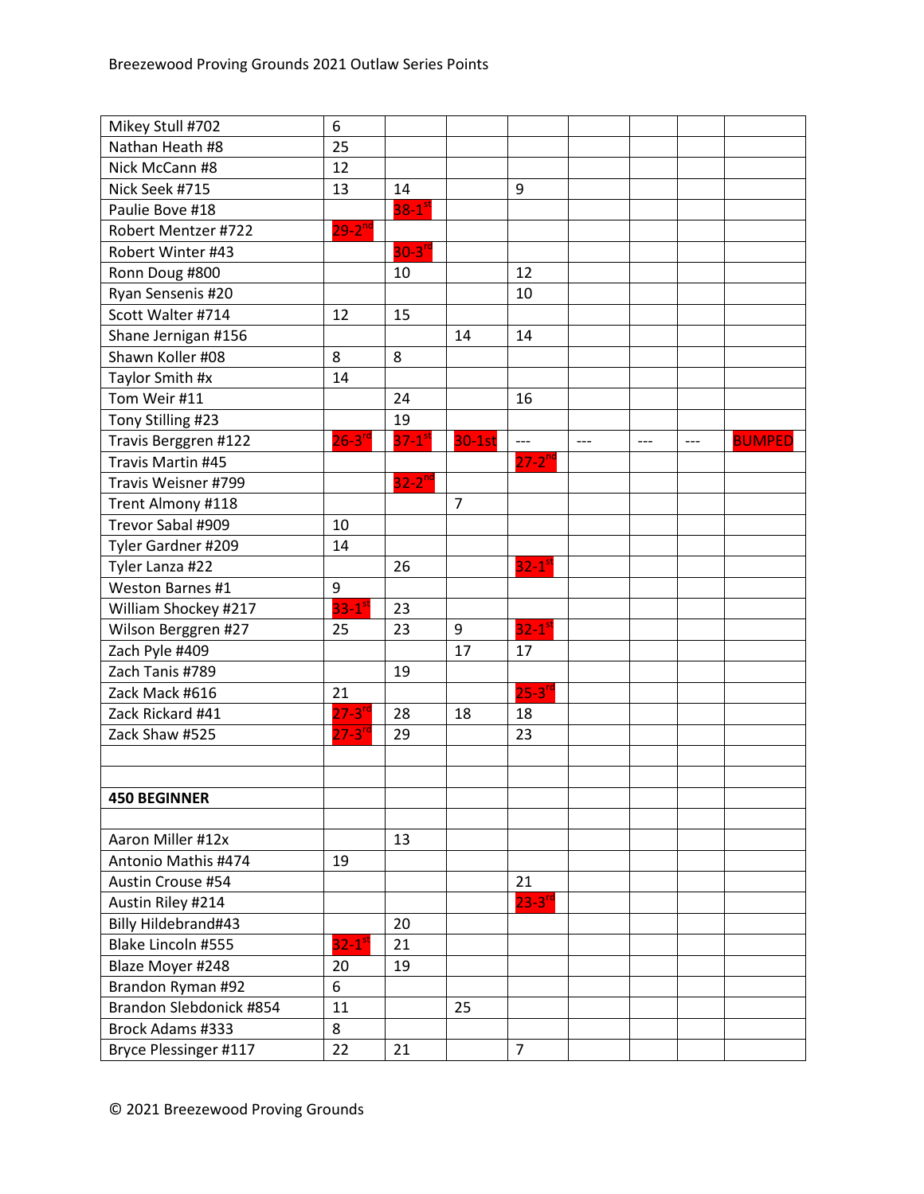| | | | | | | | | |
|---|---|---|---|---|---|---|---|---|
| Mikey Stull #702 | 6 | | | | | | | |
| Nathan Heath #8 | 25 | | | | | | | |
| Nick McCann #8 | 12 | | | | | | | |
| Nick Seek #715 | 13 | 14 | | 9 | | | | |
| Paulie Bove #18 | | 38-1st | | | | | | |
| Robert Mentzer #722 | 29-2nd | | | | | | | |
| Robert Winter #43 | | 30-3rd | | | | | | |
| Ronn Doug #800 | | 10 | | 12 | | | | |
| Ryan Sensenis #20 | | | | 10 | | | | |
| Scott Walter #714 | 12 | 15 | | | | | | |
| Shane Jernigan #156 | | | 14 | 14 | | | | |
| Shawn Koller #08 | 8 | 8 | | | | | | |
| Taylor Smith #x | 14 | | | | | | | |
| Tom Weir #11 | | 24 | | 16 | | | | |
| Tony Stilling #23 | | 19 | | | | | | |
| Travis Berggren #122 | 26-3rd | 37-1st | 30-1st | --- | --- | --- | --- | BUMPED |
| Travis Martin #45 | | | | 27-2nd | | | | |
| Travis Weisner #799 | | 32-2nd | | | | | | |
| Trent Almony #118 | | | 7 | | | | | |
| Trevor Sabal #909 | 10 | | | | | | | |
| Tyler Gardner #209 | 14 | | | | | | | |
| Tyler Lanza #22 | | 26 | | 32-1st | | | | |
| Weston Barnes #1 | 9 | | | | | | | |
| William Shockey #217 | 33-1st | 23 | | | | | | |
| Wilson Berggren #27 | 25 | 23 | 9 | 32-1st | | | | |
| Zach Pyle #409 | | | 17 | 17 | | | | |
| Zach Tanis #789 | | 19 | | | | | | |
| Zack Mack #616 | 21 | | | 25-3rd | | | | |
| Zack Rickard #41 | 27-3rd | 28 | 18 | 18 | | | | |
| Zack Shaw #525 | 27-3rd | 29 | | 23 | | | | |
| | | | | | | | | |
| | | | | | | | | |
| **450 BEGINNER** | | | | | | | | |
| | | | | | | | | |
| Aaron Miller #12x | | 13 | | | | | | |
| Antonio Mathis #474 | 19 | | | | | | | |
| Austin Crouse #54 | | | | 21 | | | | |
| Austin Riley #214 | | | | 23-3rd | | | | |
| Billy Hildebrand#43 | | 20 | | | | | | |
| Blake Lincoln #555 | 32-1st | 21 | | | | | | |
| Blaze Moyer #248 | 20 | 19 | | | | | | |
| Brandon Ryman #92 | 6 | | | | | | | |
| Brandon Slebdonick #854 | 11 | | 25 | | | | | |
| Brock Adams #333 | 8 | | | | | | | |
| Bryce Plessinger #117 | 22 | 21 | | 7 | | | | |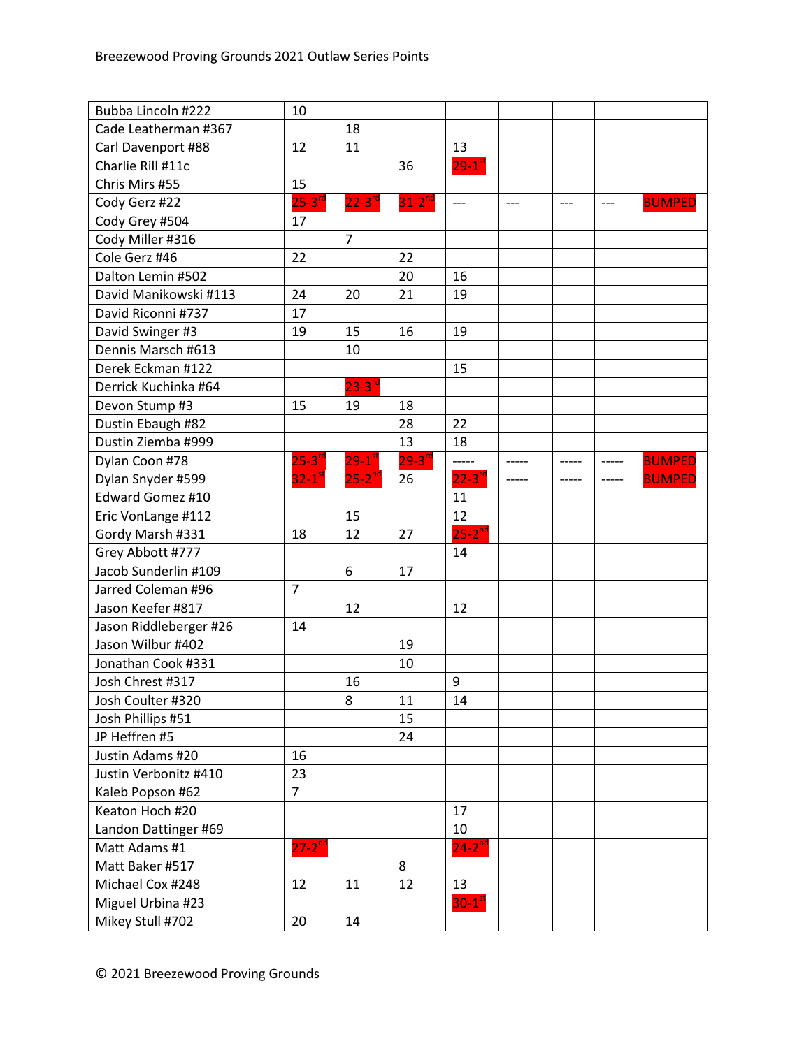Breezewood Proving Grounds 2021 Outlaw Series Points

| | | | | | | | | |
|---|---|---|---|---|---|---|---|---|
| Bubba Lincoln #222 | 10 | | | | | | | |
| Cade Leatherman #367 | | 18 | | | | | | |
| Carl Davenport #88 | 12 | 11 | | 13 | | | | |
| Charlie Rill #11c | | | 36 | 29-1st | | | | |
| Chris Mirs #55 | 15 | | | | | | | |
| Cody Gerz #22 | 25-3rd | 22-3rd | 31-2nd | --- | --- | --- | --- | BUMPED |
| Cody Grey #504 | 17 | | | | | | | |
| Cody Miller #316 | | 7 | | | | | | |
| Cole Gerz #46 | 22 | | 22 | | | | | |
| Dalton Lemin #502 | | | 20 | 16 | | | | |
| David Manikowski #113 | 24 | 20 | 21 | 19 | | | | |
| David Riconni #737 | 17 | | | | | | | |
| David Swinger #3 | 19 | 15 | 16 | 19 | | | | |
| Dennis Marsch #613 | | 10 | | | | | | |
| Derek Eckman #122 | | | | 15 | | | | |
| Derrick Kuchinka #64 | | 23-3rd | | | | | | |
| Devon Stump #3 | 15 | 19 | 18 | | | | | |
| Dustin Ebaugh #82 | | | 28 | 22 | | | | |
| Dustin Ziemba #999 | | | 13 | 18 | | | | |
| Dylan Coon #78 | 25-3rd | 29-1st | 29-3rd | ----- | ----- | ----- | ----- | BUMPED |
| Dylan Snyder #599 | 32-1st | 25-2nd | 26 | 22-3rd | ----- | ----- | ----- | BUMPED |
| Edward Gomez #10 | | | | 11 | | | | |
| Eric VonLange #112 | | 15 | | 12 | | | | |
| Gordy Marsh #331 | 18 | 12 | 27 | 25-2nd | | | | |
| Grey Abbott #777 | | | | 14 | | | | |
| Jacob Sunderlin #109 | | 6 | 17 | | | | | |
| Jarred Coleman #96 | 7 | | | | | | | |
| Jason Keefer #817 | | 12 | | 12 | | | | |
| Jason Riddleberger #26 | 14 | | | | | | | |
| Jason Wilbur #402 | | | 19 | | | | | |
| Jonathan Cook #331 | | | 10 | | | | | |
| Josh Chrest #317 | | 16 | | 9 | | | | |
| Josh Coulter #320 | | 8 | 11 | 14 | | | | |
| Josh Phillips #51 | | | 15 | | | | | |
| JP Heffren #5 | | | 24 | | | | | |
| Justin Adams #20 | 16 | | | | | | | |
| Justin Verbonitz #410 | 23 | | | | | | | |
| Kaleb Popson #62 | 7 | | | | | | | |
| Keaton Hoch #20 | | | | 17 | | | | |
| Landon Dattinger #69 | | | | 10 | | | | |
| Matt Adams #1 | 27-2nd | | | 24-2nd | | | | |
| Matt Baker #517 | | | 8 | | | | | |
| Michael Cox #248 | 12 | 11 | 12 | 13 | | | | |
| Miguel Urbina #23 | | | | 30-1st | | | | |
| Mikey Stull #702 | 20 | 14 | | | | | | |

© 2021 Breezewood Proving Grounds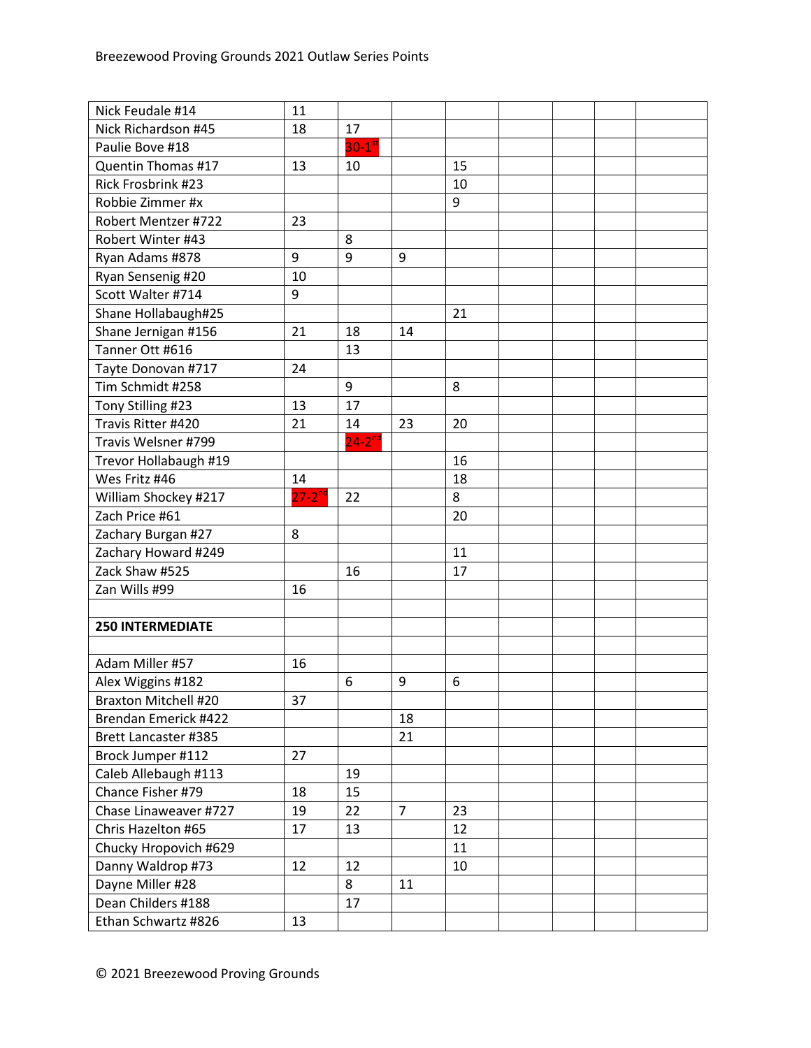| Nick Feudale #14 | 11 | | | | | | | |
|---|---|---|---|---|---|---|---|---|
| Nick Richardson #45 | 18 | 17 | | | | | | |
| Paulie Bove #18 | | 30-1st | | | | | | |
| Quentin Thomas #17 | 13 | 10 | | 15 | | | | |
| Rick Frosbrink #23 | | | | 10 | | | | |
| Robbie Zimmer #x | | | | 9 | | | | |
| Robert Mentzer #722 | 23 | | | | | | | |
| Robert Winter #43 | | 8 | | | | | | |
| Ryan Adams #878 | 9 | 9 | 9 | | | | | |
| Ryan Sensenig #20 | 10 | | | | | | | |
| Scott Walter #714 | 9 | | | | | | | |
| Shane Hollabaugh#25 | | | | 21 | | | | |
| Shane Jernigan #156 | 21 | 18 | 14 | | | | | |
| Tanner Ott #616 | | 13 | | | | | | |
| Tayte Donovan #717 | 24 | | | | | | | |
| Tim Schmidt #258 | | 9 | | 8 | | | | |
| Tony Stilling #23 | 13 | 17 | | | | | | |
| Travis Ritter #420 | 21 | 14 | 23 | 20 | | | | |
| Travis Welsner #799 | | 24-2nd | | | | | | |
| Trevor Hollabaugh #19 | | | | 16 | | | | |
| Wes Fritz #46 | 14 | | | 18 | | | | |
| William Shockey #217 | 27-2nd | 22 | | 8 | | | | |
| Zach Price #61 | | | | 20 | | | | |
| Zachary Burgan #27 | 8 | | | | | | | |
| Zachary Howard #249 | | | | 11 | | | | |
| Zack Shaw #525 | | 16 | | 17 | | | | |
| Zan Wills #99 | 16 | | | | | | | |
| | | | | | | | | |
| **250 INTERMEDIATE** | | | | | | | | |
| | | | | | | | | |
| Adam Miller #57 | 16 | | | | | | | |
| Alex Wiggins #182 | | 6 | 9 | 6 | | | | |
| Braxton Mitchell #20 | 37 | | | | | | | |
| Brendan Emerick #422 | | | 18 | | | | | |
| Brett Lancaster #385 | | | 21 | | | | | |
| Brock Jumper #112 | 27 | | | | | | | |
| Caleb Allebaugh #113 | | 19 | | | | | | |
| Chance Fisher #79 | 18 | 15 | | | | | | |
| Chase Linaweaver #727 | 19 | 22 | 7 | 23 | | | | |
| Chris Hazelton #65 | 17 | 13 | | 12 | | | | |
| Chucky Hropovich #629 | | | | 11 | | | | |
| Danny Waldrop #73 | 12 | 12 | | 10 | | | | |
| Dayne Miller #28 | | 8 | 11 | | | | | |
| Dean Childers #188 | | 17 | | | | | | |
| Ethan Schwartz #826 | 13 | | | | | | | |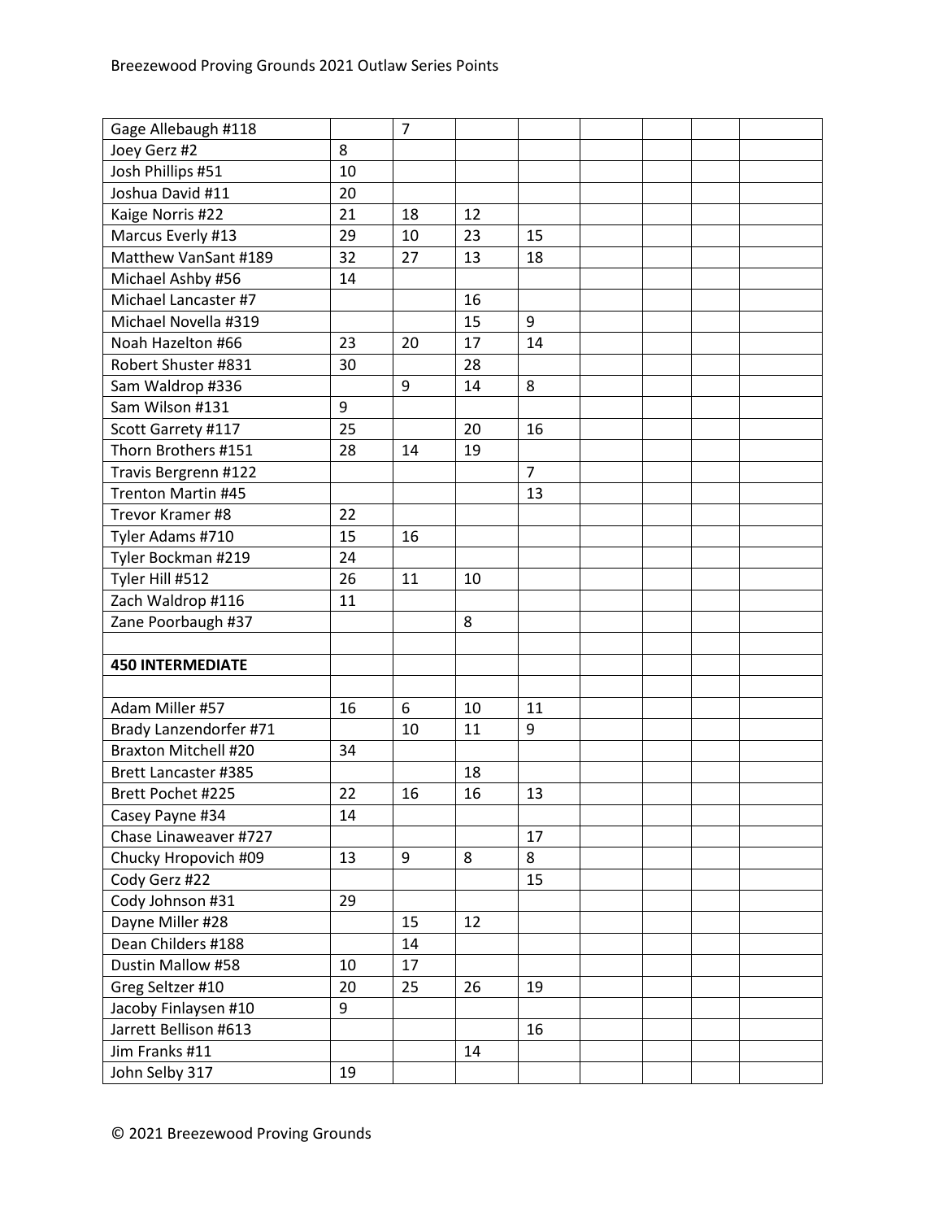| | | | | | | | | |
|---|---|---|---|---|---|---|---|---|
| Gage Allebaugh #118 | | 7 | | | | | | |
| Joey Gerz #2 | 8 | | | | | | | |
| Josh Phillips #51 | 10 | | | | | | | |
| Joshua David #11 | 20 | | | | | | | |
| Kaige Norris #22 | 21 | 18 | 12 | | | | | |
| Marcus Everly #13 | 29 | 10 | 23 | 15 | | | | |
| Matthew VanSant #189 | 32 | 27 | 13 | 18 | | | | |
| Michael Ashby #56 | 14 | | | | | | | |
| Michael Lancaster #7 | | | 16 | | | | | |
| Michael Novella #319 | | | 15 | 9 | | | | |
| Noah Hazelton #66 | 23 | 20 | 17 | 14 | | | | |
| Robert Shuster #831 | 30 | | 28 | | | | | |
| Sam Waldrop #336 | | 9 | 14 | 8 | | | | |
| Sam Wilson #131 | 9 | | | | | | | |
| Scott Garrety #117 | 25 | | 20 | 16 | | | | |
| Thorn Brothers #151 | 28 | 14 | 19 | | | | | |
| Travis Bergrenn #122 | | | | 7 | | | | |
| Trenton Martin #45 | | | | 13 | | | | |
| Trevor Kramer #8 | 22 | | | | | | | |
| Tyler Adams #710 | 15 | 16 | | | | | | |
| Tyler Bockman #219 | 24 | | | | | | | |
| Tyler Hill #512 | 26 | 11 | 10 | | | | | |
| Zach Waldrop #116 | 11 | | | | | | | |
| Zane Poorbaugh #37 | | | 8 | | | | | |
| | | | | | | | | |
| **450 INTERMEDIATE** | | | | | | | | |
| | | | | | | | | |
| Adam Miller #57 | 16 | 6 | 10 | 11 | | | | |
| Brady Lanzendorfer #71 | | 10 | 11 | 9 | | | | |
| Braxton Mitchell #20 | 34 | | | | | | | |
| Brett Lancaster #385 | | | 18 | | | | | |
| Brett Pochet #225 | 22 | 16 | 16 | 13 | | | | |
| Casey Payne #34 | 14 | | | | | | | |
| Chase Linaweaver #727 | | | | 17 | | | | |
| Chucky Hropovich #09 | 13 | 9 | 8 | 8 | | | | |
| Cody Gerz #22 | | | | 15 | | | | |
| Cody Johnson #31 | 29 | | | | | | | |
| Dayne Miller #28 | | 15 | 12 | | | | | |
| Dean Childers #188 | | 14 | | | | | | |
| Dustin Mallow #58 | 10 | 17 | | | | | | |
| Greg Seltzer #10 | 20 | 25 | 26 | 19 | | | | |
| Jacoby Finlaysen #10 | 9 | | | | | | | |
| Jarrett Bellison #613 | | | | 16 | | | | |
| Jim Franks #11 | | | 14 | | | | | |
| John Selby 317 | 19 | | | | | | | |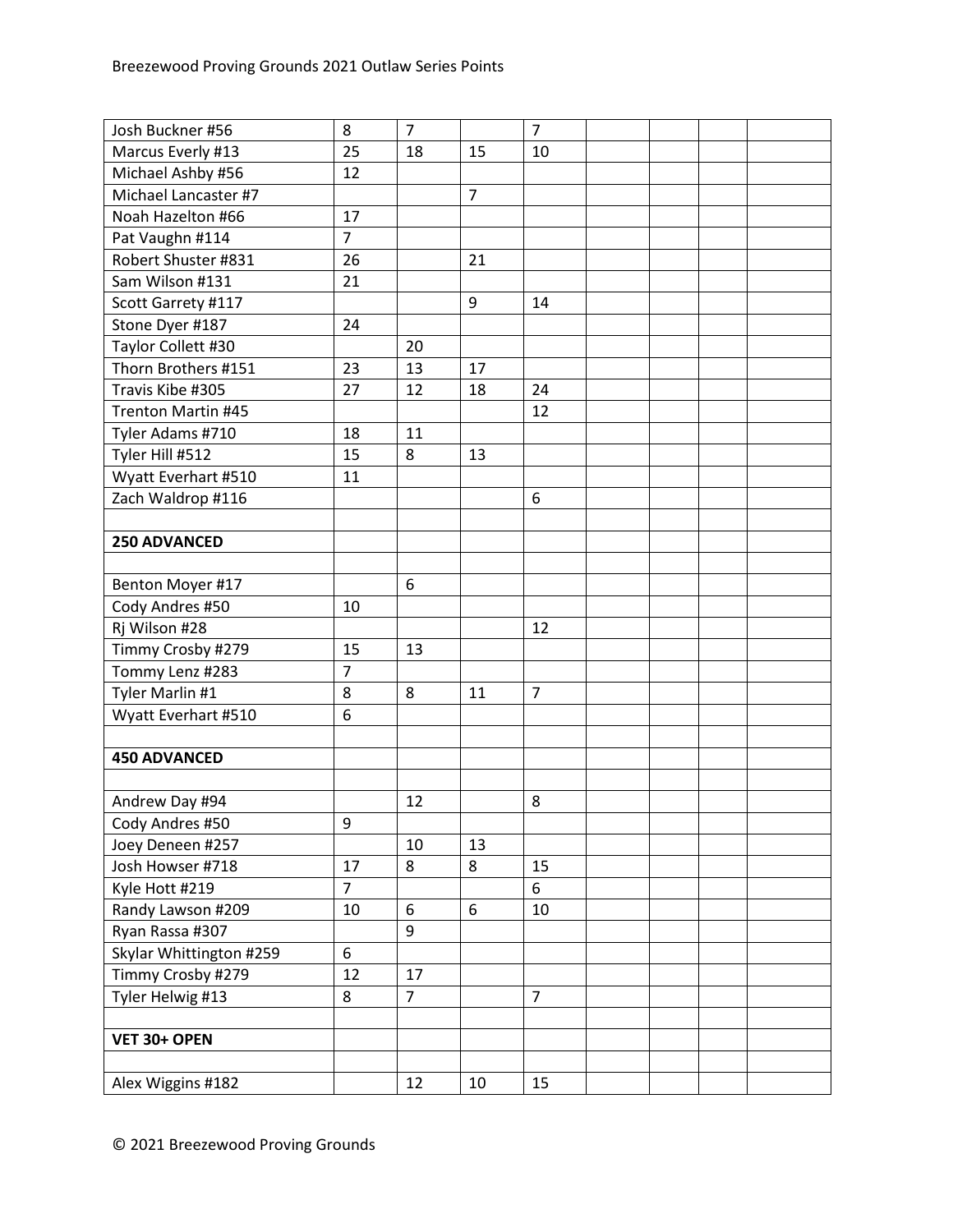| | | | | | | | | |
|---|---|---|---|---|---|---|---|---|
| Josh Buckner #56 | 8 | 7 | | 7 | | | | |
| Marcus Everly #13 | 25 | 18 | 15 | 10 | | | | |
| Michael Ashby #56 | 12 | | | | | | | |
| Michael Lancaster #7 | | | 7 | | | | | |
| Noah Hazelton #66 | 17 | | | | | | | |
| Pat Vaughn #114 | 7 | | | | | | | |
| Robert Shuster #831 | 26 | | 21 | | | | | |
| Sam Wilson #131 | 21 | | | | | | | |
| Scott Garrety #117 | | | 9 | 14 | | | | |
| Stone Dyer #187 | 24 | | | | | | | |
| Taylor Collett #30 | | 20 | | | | | | |
| Thorn Brothers #151 | 23 | 13 | 17 | | | | | |
| Travis Kibe #305 | 27 | 12 | 18 | 24 | | | | |
| Trenton Martin #45 | | | | 12 | | | | |
| Tyler Adams #710 | 18 | 11 | | | | | | |
| Tyler Hill #512 | 15 | 8 | 13 | | | | | |
| Wyatt Everhart #510 | 11 | | | | | | | |
| Zach Waldrop #116 | | | | 6 | | | | |
| | | | | | | | | |
| **250 ADVANCED** | | | | | | | | |
| | | | | | | | | |
| Benton Moyer #17 | | 6 | | | | | | |
| Cody Andres #50 | 10 | | | | | | | |
| Rj Wilson #28 | | | | 12 | | | | |
| Timmy Crosby #279 | 15 | 13 | | | | | | |
| Tommy Lenz #283 | 7 | | | | | | | |
| Tyler Marlin #1 | 8 | 8 | 11 | 7 | | | | |
| Wyatt Everhart #510 | 6 | | | | | | | |
| | | | | | | | | |
| **450 ADVANCED** | | | | | | | | |
| | | | | | | | | |
| Andrew Day #94 | | 12 | | 8 | | | | |
| Cody Andres #50 | 9 | | | | | | | |
| Joey Deneen #257 | | 10 | 13 | | | | | |
| Josh Howser #718 | 17 | 8 | 8 | 15 | | | | |
| Kyle Hott #219 | 7 | | | 6 | | | | |
| Randy Lawson #209 | 10 | 6 | 6 | 10 | | | | |
| Ryan Rassa #307 | | 9 | | | | | | |
| Skylar Whittington #259 | 6 | | | | | | | |
| Timmy Crosby #279 | 12 | 17 | | | | | | |
| Tyler Helwig #13 | 8 | 7 | | 7 | | | | |
| | | | | | | | | |
| **VET 30+ OPEN** | | | | | | | | |
| | | | | | | | | |
| Alex Wiggins #182 | | 12 | 10 | 15 | | | | |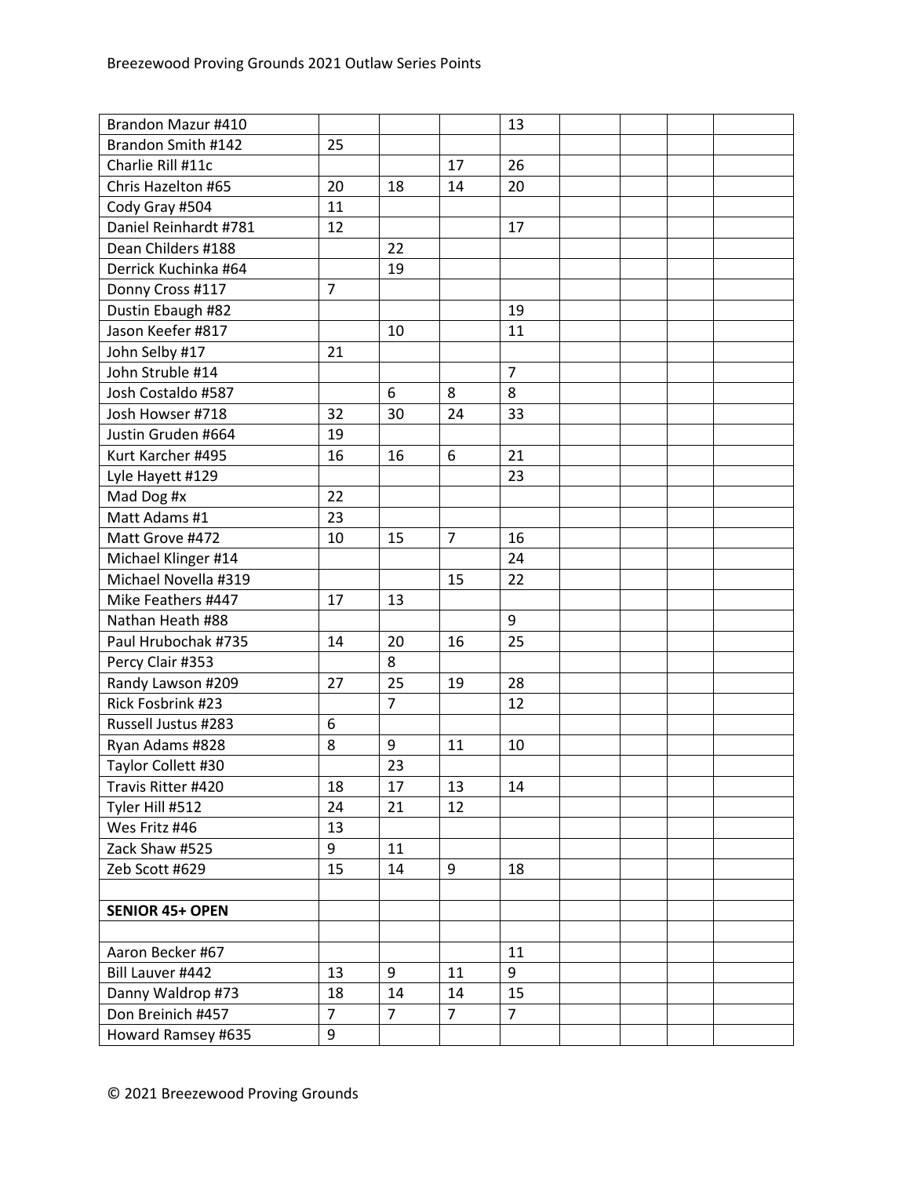| | | | | | | | | |
|---|---|---|---|---|---|---|---|---|
| Brandon Mazur #410 | | | | 13 | | | | |
| Brandon Smith #142 | 25 | | | | | | | |
| Charlie Rill #11c | | | 17 | 26 | | | | |
| Chris Hazelton #65 | 20 | 18 | 14 | 20 | | | | |
| Cody Gray #504 | 11 | | | | | | | |
| Daniel Reinhardt #781 | 12 | | | 17 | | | | |
| Dean Childers #188 | | 22 | | | | | | |
| Derrick Kuchinka #64 | | 19 | | | | | | |
| Donny Cross #117 | 7 | | | | | | | |
| Dustin Ebaugh #82 | | | | 19 | | | | |
| Jason Keefer #817 | | 10 | | 11 | | | | |
| John Selby #17 | 21 | | | | | | | |
| John Struble #14 | | | | 7 | | | | |
| Josh Costaldo #587 | | 6 | 8 | 8 | | | | |
| Josh Howser #718 | 32 | 30 | 24 | 33 | | | | |
| Justin Gruden #664 | 19 | | | | | | | |
| Kurt Karcher #495 | 16 | 16 | 6 | 21 | | | | |
| Lyle Hayett #129 | | | | 23 | | | | |
| Mad Dog #x | 22 | | | | | | | |
| Matt Adams #1 | 23 | | | | | | | |
| Matt Grove #472 | 10 | 15 | 7 | 16 | | | | |
| Michael Klinger #14 | | | | 24 | | | | |
| Michael Novella #319 | | | 15 | 22 | | | | |
| Mike Feathers #447 | 17 | 13 | | | | | | |
| Nathan Heath #88 | | | | 9 | | | | |
| Paul Hrubochak #735 | 14 | 20 | 16 | 25 | | | | |
| Percy Clair #353 | | 8 | | | | | | |
| Randy Lawson #209 | 27 | 25 | 19 | 28 | | | | |
| Rick Fosbrink #23 | | 7 | | 12 | | | | |
| Russell Justus #283 | 6 | | | | | | | |
| Ryan Adams #828 | 8 | 9 | 11 | 10 | | | | |
| Taylor Collett #30 | | 23 | | | | | | |
| Travis Ritter #420 | 18 | 17 | 13 | 14 | | | | |
| Tyler Hill #512 | 24 | 21 | 12 | | | | | |
| Wes Fritz #46 | 13 | | | | | | | |
| Zack Shaw #525 | 9 | 11 | | | | | | |
| Zeb Scott #629 | 15 | 14 | 9 | 18 | | | | |
| | | | | | | | | |
| **SENIOR 45+ OPEN** | | | | | | | | |
| | | | | | | | | |
| Aaron Becker #67 | | | | 11 | | | | |
| Bill Lauver #442 | 13 | 9 | 11 | 9 | | | | |
| Danny Waldrop #73 | 18 | 14 | 14 | 15 | | | | |
| Don Breinich #457 | 7 | 7 | 7 | 7 | | | | |
| Howard Ramsey #635 | 9 | | | | | | | |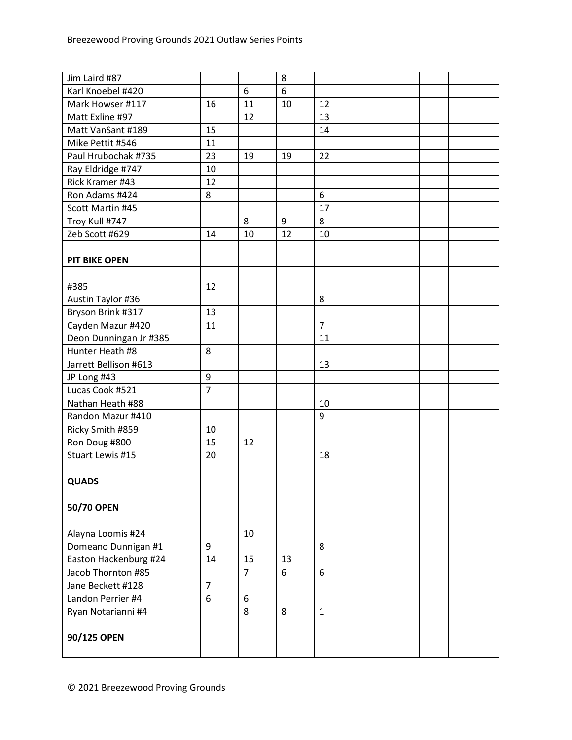| | | | | | | | | |
|---|---|---|---|---|---|---|---|---|
| Jim Laird #87 | | | 8 | | | | | |
| Karl Knoebel #420 | | 6 | 6 | | | | | |
| Mark Howser #117 | 16 | 11 | 10 | 12 | | | | |
| Matt Exline #97 | | 12 | | 13 | | | | |
| Matt VanSant #189 | 15 | | | 14 | | | | |
| Mike Pettit #546 | 11 | | | | | | | |
| Paul Hrubochak #735 | 23 | 19 | 19 | 22 | | | | |
| Ray Eldridge #747 | 10 | | | | | | | |
| Rick Kramer #43 | 12 | | | | | | | |
| Ron Adams #424 | 8 | | | 6 | | | | |
| Scott Martin #45 | | | | 17 | | | | |
| Troy Kull #747 | | 8 | 9 | 8 | | | | |
| Zeb Scott #629 | 14 | 10 | 12 | 10 | | | | |
| | | | | | | | | |
| **PIT BIKE OPEN** | | | | | | | | |
| | | | | | | | | |
| #385 | 12 | | | | | | | |
| Austin Taylor #36 | | | | 8 | | | | |
| Bryson Brink #317 | 13 | | | | | | | |
| Cayden Mazur #420 | 11 | | | 7 | | | | |
| Deon Dunningan Jr #385 | | | | 11 | | | | |
| Hunter Heath #8 | 8 | | | | | | | |
| Jarrett Bellison #613 | | | | 13 | | | | |
| JP Long #43 | 9 | | | | | | | |
| Lucas Cook #521 | 7 | | | | | | | |
| Nathan Heath #88 | | | | 10 | | | | |
| Randon Mazur #410 | | | | 9 | | | | |
| Ricky Smith #859 | 10 | | | | | | | |
| Ron Doug #800 | 15 | 12 | | | | | | |
| Stuart Lewis #15 | 20 | | | 18 | | | | |
| | | | | | | | | |
| **QUADS** | | | | | | | | |
| | | | | | | | | |
| **50/70 OPEN** | | | | | | | | |
| | | | | | | | | |
| Alayna Loomis #24 | | 10 | | | | | | |
| Domeano Dunnigan #1 | 9 | | | 8 | | | | |
| Easton Hackenburg #24 | 14 | 15 | 13 | | | | | |
| Jacob Thornton #85 | | 7 | 6 | 6 | | | | |
| Jane Beckett #128 | 7 | | | | | | | |
| Landon Perrier #4 | 6 | 6 | | | | | | |
| Ryan Notarianni #4 | | 8 | 8 | 1 | | | | |
| | | | | | | | | |
| **90/125 OPEN** | | | | | | | | |
| | | | | | | | | |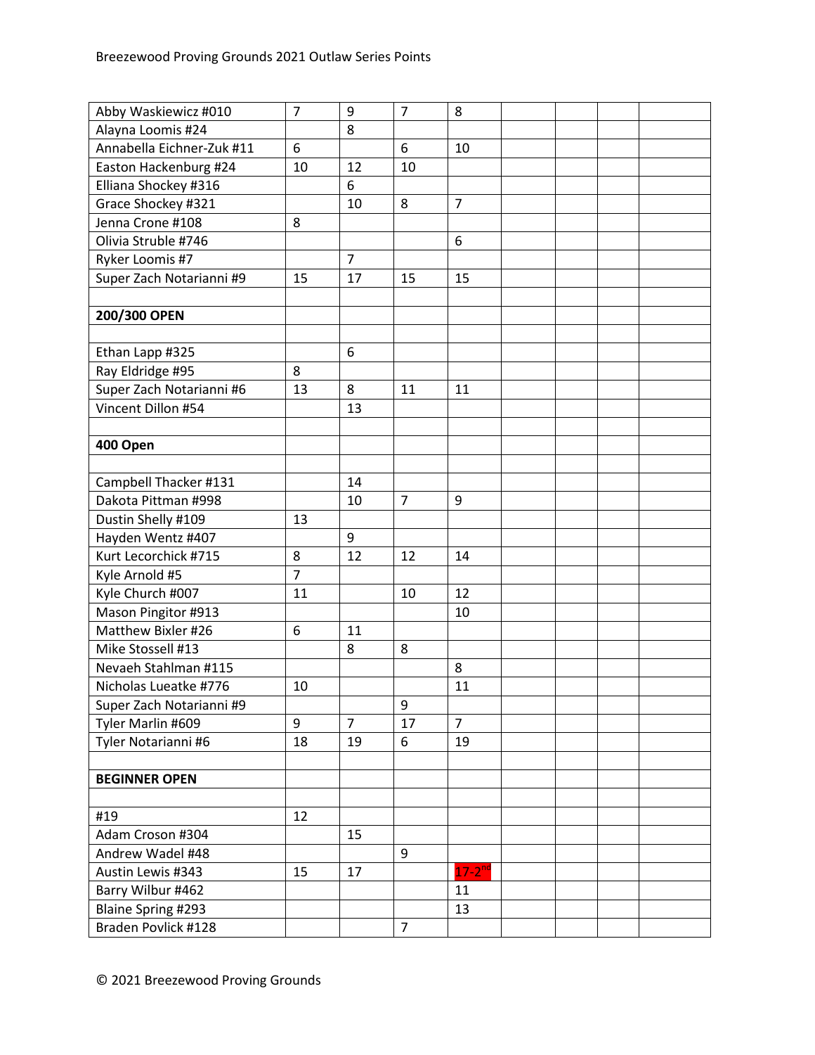| | | | | | | | | |
|---|---|---|---|---|---|---|---|---|
| Abby Waskiewicz #010 | 7 | 9 | 7 | 8 | | | | |
| Alayna Loomis #24 | | 8 | | | | | | |
| Annabella Eichner-Zuk #11 | 6 | | 6 | 10 | | | | |
| Easton Hackenburg #24 | 10 | 12 | 10 | | | | | |
| Elliana Shockey #316 | | 6 | | | | | | |
| Grace Shockey #321 | | 10 | 8 | 7 | | | | |
| Jenna Crone #108 | 8 | | | | | | | |
| Olivia Struble #746 | | | | 6 | | | | |
| Ryker Loomis #7 | | 7 | | | | | | |
| Super Zach Notarianni #9 | 15 | 17 | 15 | 15 | | | | |
| | | | | | | | | |
| **200/300 OPEN** | | | | | | | | |
| | | | | | | | | |
| Ethan Lapp #325 | | 6 | | | | | | |
| Ray Eldridge #95 | 8 | | | | | | | |
| Super Zach Notarianni #6 | 13 | 8 | 11 | 11 | | | | |
| Vincent Dillon #54 | | 13 | | | | | | |
| | | | | | | | | |
| **400 Open** | | | | | | | | |
| | | | | | | | | |
| Campbell Thacker #131 | | 14 | | | | | | |
| Dakota Pittman #998 | | 10 | 7 | 9 | | | | |
| Dustin Shelly #109 | 13 | | | | | | | |
| Hayden Wentz #407 | | 9 | | | | | | |
| Kurt Lecorchick #715 | 8 | 12 | 12 | 14 | | | | |
| Kyle Arnold #5 | 7 | | | | | | | |
| Kyle Church #007 | 11 | | 10 | 12 | | | | |
| Mason Pingitor #913 | | | | 10 | | | | |
| Matthew Bixler #26 | 6 | 11 | | | | | | |
| Mike Stossell #13 | | 8 | 8 | | | | | |
| Nevaeh Stahlman #115 | | | | 8 | | | | |
| Nicholas Lueatke #776 | 10 | | | 11 | | | | |
| Super Zach Notarianni #9 | | | 9 | | | | | |
| Tyler Marlin #609 | 9 | 7 | 17 | 7 | | | | |
| Tyler Notarianni #6 | 18 | 19 | 6 | 19 | | | | |
| | | | | | | | | |
| **BEGINNER OPEN** | | | | | | | | |
| | | | | | | | | |
| #19 | 12 | | | | | | | |
| Adam Croson #304 | | 15 | | | | | | |
| Andrew Wadel #48 | | | 9 | | | | | |
| Austin Lewis #343 | 15 | 17 | | 17-2nd | | | | |
| Barry Wilbur #462 | | | | 11 | | | | |
| Blaine Spring #293 | | | | 13 | | | | |
| Braden Povlick #128 | | | 7 | | | | | |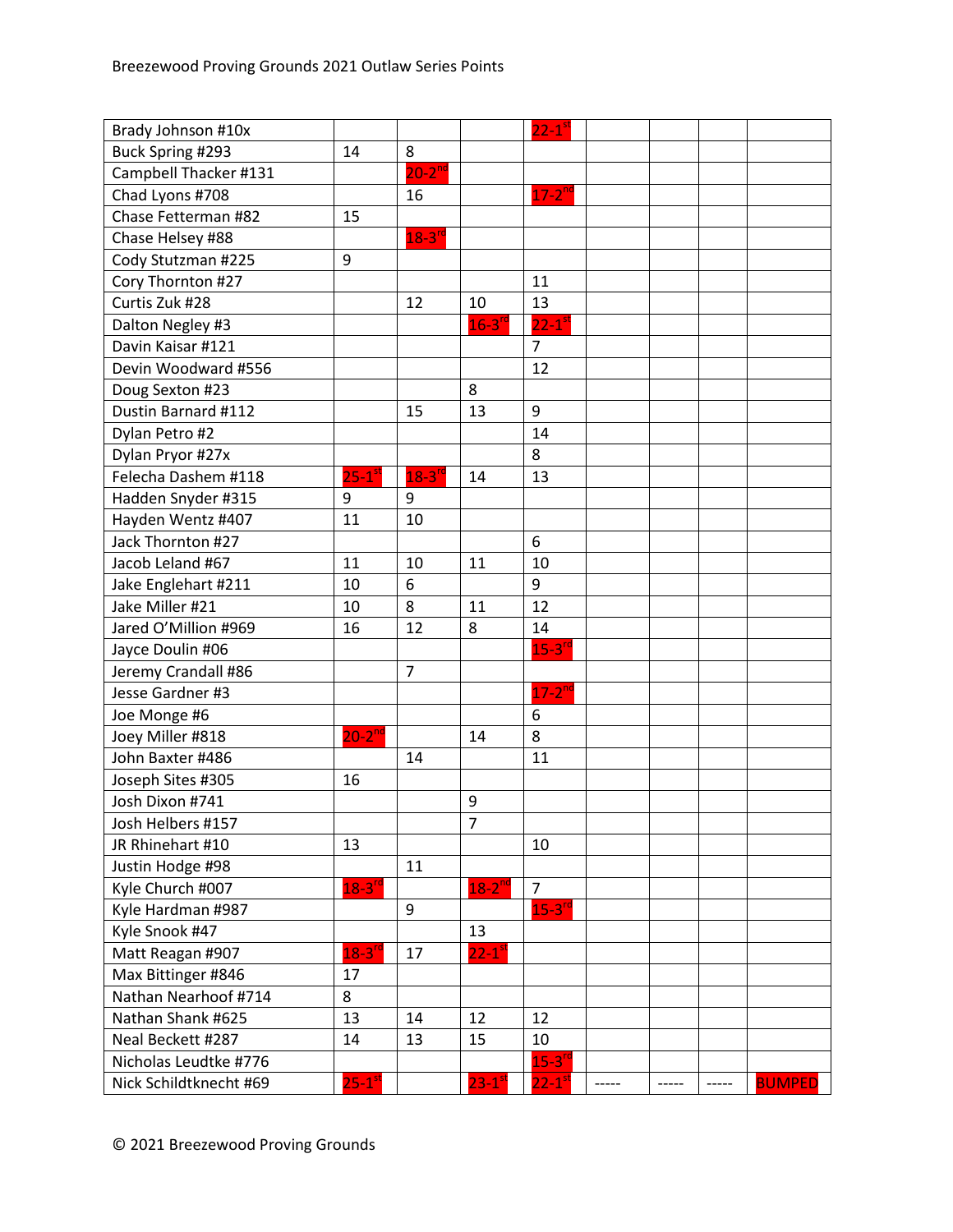Breezewood Proving Grounds 2021 Outlaw Series Points

| | | | | | | | | |
|---|---|---|---|---|---|---|---|---|
| Brady Johnson #10x | | | | 22-1st | | | | |
| Buck Spring #293 | 14 | 8 | | | | | | |
| Campbell Thacker #131 | | 20-2nd | | | | | | |
| Chad Lyons #708 | | 16 | | 17-2nd | | | | |
| Chase Fetterman #82 | 15 | | | | | | | |
| Chase Helsey #88 | | 18-3rd | | | | | | |
| Cody Stutzman #225 | 9 | | | | | | | |
| Cory Thornton #27 | | | | 11 | | | | |
| Curtis Zuk #28 | | 12 | 10 | 13 | | | | |
| Dalton Negley #3 | | | 16-3rd | 22-1st | | | | |
| Davin Kaisar #121 | | | | 7 | | | | |
| Devin Woodward #556 | | | | 12 | | | | |
| Doug Sexton #23 | | | 8 | | | | | |
| Dustin Barnard #112 | | 15 | 13 | 9 | | | | |
| Dylan Petro #2 | | | | 14 | | | | |
| Dylan Pryor #27x | | | | 8 | | | | |
| Felecha Dashem #118 | 25-1st | 18-3rd | 14 | 13 | | | | |
| Hadden Snyder #315 | 9 | 9 | | | | | | |
| Hayden Wentz #407 | 11 | 10 | | | | | | |
| Jack Thornton #27 | | | | 6 | | | | |
| Jacob Leland #67 | 11 | 10 | 11 | 10 | | | | |
| Jake Englehart #211 | 10 | 6 | | 9 | | | | |
| Jake Miller #21 | 10 | 8 | 11 | 12 | | | | |
| Jared O'Million #969 | 16 | 12 | 8 | 14 | | | | |
| Jayce Doulin #06 | | | | 15-3rd | | | | |
| Jeremy Crandall #86 | | 7 | | | | | | |
| Jesse Gardner #3 | | | | 17-2nd | | | | |
| Joe Monge #6 | | | | 6 | | | | |
| Joey Miller #818 | 20-2nd | | 14 | 8 | | | | |
| John Baxter #486 | | 14 | | 11 | | | | |
| Joseph Sites #305 | 16 | | | | | | | |
| Josh Dixon #741 | | | 9 | | | | | |
| Josh Helbers #157 | | | 7 | | | | | |
| JR Rhinehart #10 | 13 | | | 10 | | | | |
| Justin Hodge #98 | | 11 | | | | | | |
| Kyle Church #007 | 18-3rd | | 18-2nd | 7 | | | | |
| Kyle Hardman #987 | | 9 | | 15-3rd | | | | |
| Kyle Snook #47 | | | 13 | | | | | |
| Matt Reagan #907 | 18-3rd | 17 | 22-1st | | | | | |
| Max Bittinger #846 | 17 | | | | | | | |
| Nathan Nearhoof #714 | 8 | | | | | | | |
| Nathan Shank #625 | 13 | 14 | 12 | 12 | | | | |
| Neal Beckett #287 | 14 | 13 | 15 | 10 | | | | |
| Nicholas Leudtke #776 | | | | 15-3rd | | | | |
| Nick Schildtknecht #69 | 25-1st | | 23-1st | 22-1st | ----- | ----- | ----- | BUMPED |

© 2021 Breezewood Proving Grounds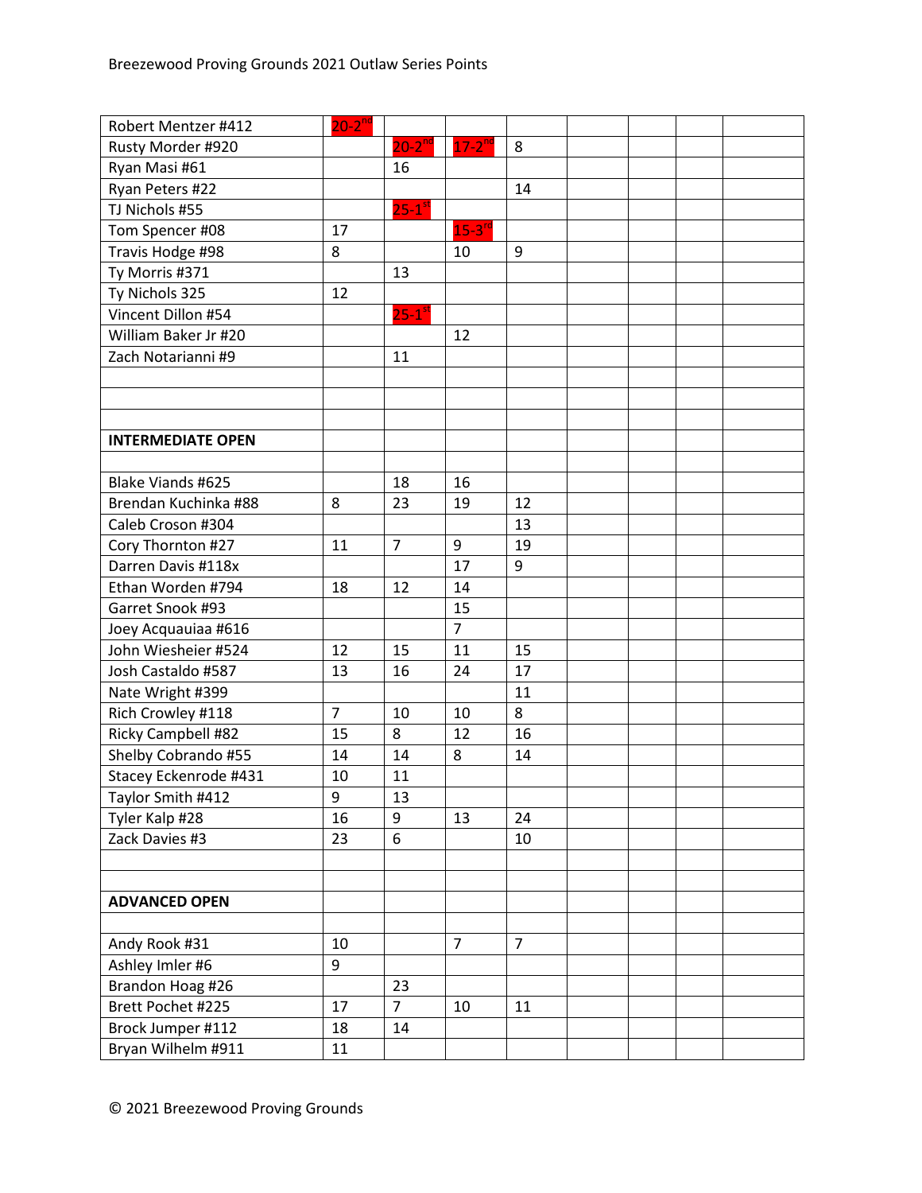| | | | | | | | | |
|---|---|---|---|---|---|---|---|---|
| Robert Mentzer #412 | 20-2nd | | | | | | | |
| Rusty Morder #920 | | 20-2nd | 17-2nd | 8 | | | | |
| Ryan Masi #61 | | 16 | | | | | | |
| Ryan Peters #22 | | | | 14 | | | | |
| TJ Nichols #55 | | 25-1st | | | | | | |
| Tom Spencer #08 | 17 | | 15-3rd | | | | | |
| Travis Hodge #98 | 8 | | 10 | 9 | | | | |
| Ty Morris #371 | | 13 | | | | | | |
| Ty Nichols 325 | 12 | | | | | | | |
| Vincent Dillon #54 | | 25-1st | | | | | | |
| William Baker Jr #20 | | | 12 | | | | | |
| Zach Notarianni #9 | | 11 | | | | | | |
| | | | | | | | | |
| | | | | | | | | |
| | | | | | | | | |
| **INTERMEDIATE OPEN** | | | | | | | | |
| | | | | | | | | |
| Blake Viands #625 | | 18 | 16 | | | | | |
| Brendan Kuchinka #88 | 8 | 23 | 19 | 12 | | | | |
| Caleb Croson #304 | | | | 13 | | | | |
| Cory Thornton #27 | 11 | 7 | 9 | 19 | | | | |
| Darren Davis #118x | | | 17 | 9 | | | | |
| Ethan Worden #794 | 18 | 12 | 14 | | | | | |
| Garret Snook #93 | | | 15 | | | | | |
| Joey Acquauiaa #616 | | | 7 | | | | | |
| John Wiesheier #524 | 12 | 15 | 11 | 15 | | | | |
| Josh Castaldo #587 | 13 | 16 | 24 | 17 | | | | |
| Nate Wright #399 | | | | 11 | | | | |
| Rich Crowley #118 | 7 | 10 | 10 | 8 | | | | |
| Ricky Campbell #82 | 15 | 8 | 12 | 16 | | | | |
| Shelby Cobrando #55 | 14 | 14 | 8 | 14 | | | | |
| Stacey Eckenrode #431 | 10 | 11 | | | | | | |
| Taylor Smith #412 | 9 | 13 | | | | | | |
| Tyler Kalp #28 | 16 | 9 | 13 | 24 | | | | |
| Zack Davies #3 | 23 | 6 | | 10 | | | | |
| | | | | | | | | |
| | | | | | | | | |
| **ADVANCED OPEN** | | | | | | | | |
| | | | | | | | | |
| Andy Rook #31 | 10 | | 7 | 7 | | | | |
| Ashley Imler #6 | 9 | | | | | | | |
| Brandon Hoag #26 | | 23 | | | | | | |
| Brett Pochet #225 | 17 | 7 | 10 | 11 | | | | |
| Brock Jumper #112 | 18 | 14 | | | | | | |
| Bryan Wilhelm #911 | 11 | | | | | | | |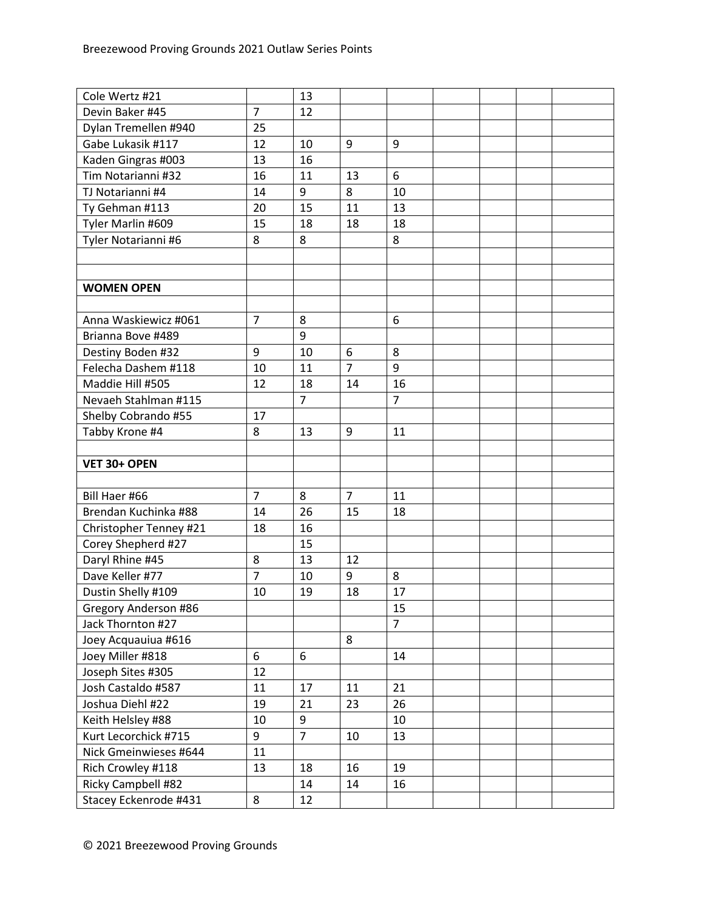Breezewood Proving Grounds 2021 Outlaw Series Points

| | | | | | | | | |
|---|---|---|---|---|---|---|---|---|
| Cole Wertz #21 | | 13 | | | | | | |
| Devin Baker #45 | 7 | 12 | | | | | | |
| Dylan Tremellen #940 | 25 | | | | | | | |
| Gabe Lukasik #117 | 12 | 10 | 9 | 9 | | | | |
| Kaden Gingras #003 | 13 | 16 | | | | | | |
| Tim Notarianni #32 | 16 | 11 | 13 | 6 | | | | |
| TJ Notarianni #4 | 14 | 9 | 8 | 10 | | | | |
| Ty Gehman #113 | 20 | 15 | 11 | 13 | | | | |
| Tyler Marlin #609 | 15 | 18 | 18 | 18 | | | | |
| Tyler Notarianni #6 | 8 | 8 | | 8 | | | | |
| | | | | | | | | |
| | | | | | | | | |
| **WOMEN OPEN** | | | | | | | | |
| | | | | | | | | |
| Anna Waskiewicz #061 | 7 | 8 | | 6 | | | | |
| Brianna Bove #489 | | 9 | | | | | | |
| Destiny Boden #32 | 9 | 10 | 6 | 8 | | | | |
| Felecha Dashem #118 | 10 | 11 | 7 | 9 | | | | |
| Maddie Hill #505 | 12 | 18 | 14 | 16 | | | | |
| Nevaeh Stahlman #115 | | 7 | | 7 | | | | |
| Shelby Cobrando #55 | 17 | | | | | | | |
| Tabby Krone #4 | 8 | 13 | 9 | 11 | | | | |
| | | | | | | | | |
| **VET 30+ OPEN** | | | | | | | | |
| | | | | | | | | |
| Bill Haer #66 | 7 | 8 | 7 | 11 | | | | |
| Brendan Kuchinka #88 | 14 | 26 | 15 | 18 | | | | |
| Christopher Tenney #21 | 18 | 16 | | | | | | |
| Corey Shepherd #27 | | 15 | | | | | | |
| Daryl Rhine #45 | 8 | 13 | 12 | | | | | |
| Dave Keller #77 | 7 | 10 | 9 | 8 | | | | |
| Dustin Shelly #109 | 10 | 19 | 18 | 17 | | | | |
| Gregory Anderson #86 | | | | 15 | | | | |
| Jack Thornton #27 | | | | 7 | | | | |
| Joey Acquauiua #616 | | | 8 | | | | | |
| Joey Miller #818 | 6 | 6 | | 14 | | | | |
| Joseph Sites #305 | 12 | | | | | | | |
| Josh Castaldo #587 | 11 | 17 | 11 | 21 | | | | |
| Joshua Diehl #22 | 19 | 21 | 23 | 26 | | | | |
| Keith Helsley #88 | 10 | 9 | | 10 | | | | |
| Kurt Lecorchick #715 | 9 | 7 | 10 | 13 | | | | |
| Nick Gmeinwieses #644 | 11 | | | | | | | |
| Rich Crowley #118 | 13 | 18 | 16 | 19 | | | | |
| Ricky Campbell #82 | | 14 | 14 | 16 | | | | |
| Stacey Eckenrode #431 | 8 | 12 | | | | | | |

© 2021 Breezewood Proving Grounds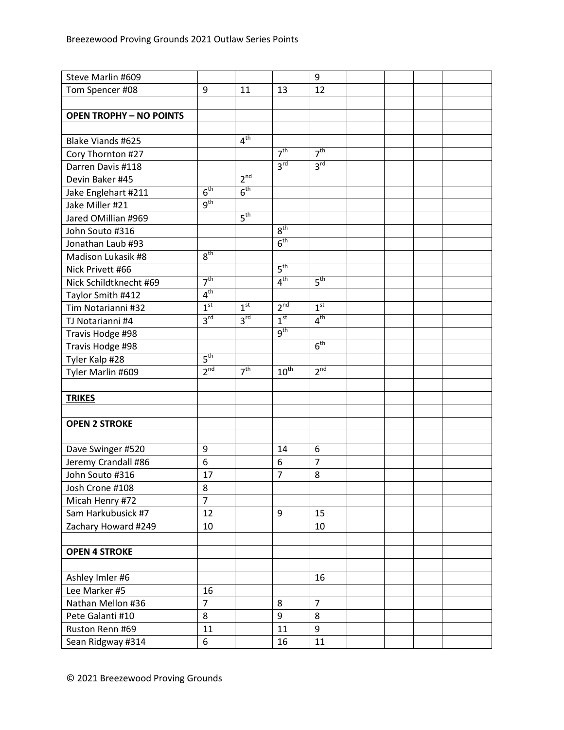| | | | | | | | | |
|---|---|---|---|---|---|---|---|---|
| Steve Marlin #609 | | | | 9 | | | | |
| Tom Spencer #08 | 9 | 11 | 13 | 12 | | | | |
| | | | | | | | | |
| **OPEN TROPHY – NO POINTS** | | | | | | | | |
| | | | | | | | | |
| Blake Viands #625 | | 4th | | | | | | |
| Cory Thornton #27 | | | 7th | 7th | | | | |
| Darren Davis #118 | | | 3rd | 3rd | | | | |
| Devin Baker #45 | | 2nd | | | | | | |
| Jake Englehart #211 | 6th | 6th | | | | | | |
| Jake Miller #21 | 9th | | | | | | | |
| Jared OMillian #969 | | 5th | | | | | | |
| John Souto #316 | | | 8th | | | | | |
| Jonathan Laub #93 | | | 6th | | | | | |
| Madison Lukasik #8 | 8th | | | | | | | |
| Nick Privett #66 | | | 5th | | | | | |
| Nick Schildtknecht #69 | 7th | | 4th | 5th | | | | |
| Taylor Smith #412 | 4th | | | | | | | |
| Tim Notarianni #32 | 1st | 1st | 2nd | 1st | | | | |
| TJ Notarianni #4 | 3rd | 3rd | 1st | 4th | | | | |
| Travis Hodge #98 | | | 9th | | | | | |
| Travis Hodge #98 | | | | 6th | | | | |
| Tyler Kalp #28 | 5th | | | | | | | |
| Tyler Marlin #609 | 2nd | 7th | 10th | 2nd | | | | |
| | | | | | | | | |
| **TRIKES** | | | | | | | | |
| | | | | | | | | |
| **OPEN 2 STROKE** | | | | | | | | |
| | | | | | | | | |
| Dave Swinger #520 | 9 | | 14 | 6 | | | | |
| Jeremy Crandall #86 | 6 | | 6 | 7 | | | | |
| John Souto #316 | 17 | | 7 | 8 | | | | |
| Josh Crone #108 | 8 | | | | | | | |
| Micah Henry #72 | 7 | | | | | | | |
| Sam Harkubusick #7 | 12 | | 9 | 15 | | | | |
| Zachary Howard #249 | 10 | | | 10 | | | | |
| | | | | | | | | |
| **OPEN 4 STROKE** | | | | | | | | |
| | | | | | | | | |
| Ashley Imler #6 | | | | 16 | | | | |
| Lee Marker #5 | 16 | | | | | | | |
| Nathan Mellon #36 | 7 | | 8 | 7 | | | | |
| Pete Galanti #10 | 8 | | 9 | 8 | | | | |
| Ruston Renn #69 | 11 | | 11 | 9 | | | | |
| Sean Ridgway #314 | 6 | | 16 | 11 | | | | |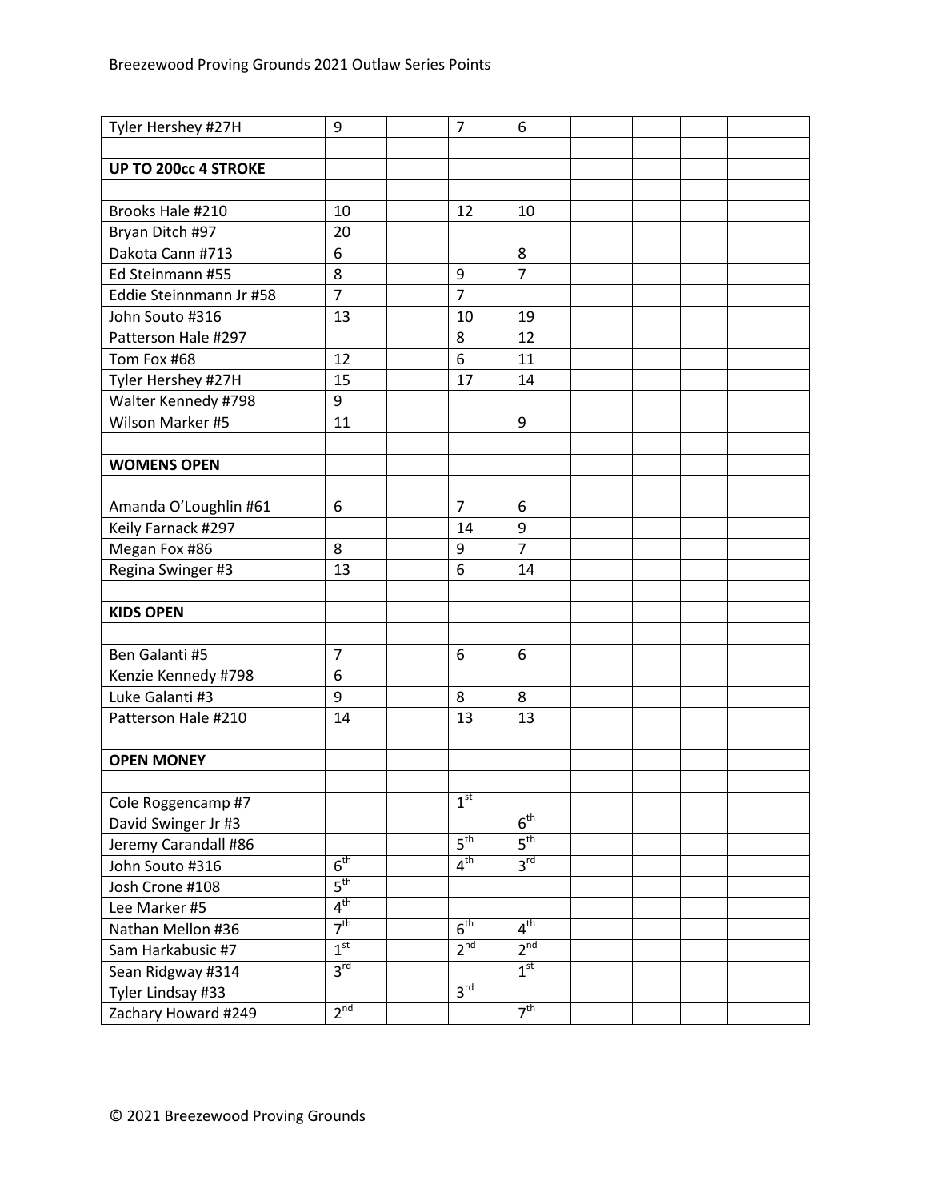| | | | | | | | | |
|---|---|---|---|---|---|---|---|---|
| Tyler Hershey #27H | 9 | | 7 | 6 | | | | |
| | | | | | | | | |
| **UP TO 200cc 4 STROKE** | | | | | | | | |
| | | | | | | | | |
| Brooks Hale #210 | 10 | | 12 | 10 | | | | |
| Bryan Ditch #97 | 20 | | | | | | | |
| Dakota Cann #713 | 6 | | | 8 | | | | |
| Ed Steinmann #55 | 8 | | 9 | 7 | | | | |
| Eddie Steinnmann Jr #58 | 7 | | 7 | | | | | |
| John Souto #316 | 13 | | 10 | 19 | | | | |
| Patterson Hale #297 | | | 8 | 12 | | | | |
| Tom Fox #68 | 12 | | 6 | 11 | | | | |
| Tyler Hershey #27H | 15 | | 17 | 14 | | | | |
| Walter Kennedy #798 | 9 | | | | | | | |
| Wilson Marker #5 | 11 | | | 9 | | | | |
| | | | | | | | | |
| **WOMENS OPEN** | | | | | | | | |
| | | | | | | | | |
| Amanda O'Loughlin #61 | 6 | | 7 | 6 | | | | |
| Keily Farnack #297 | | | 14 | 9 | | | | |
| Megan Fox #86 | 8 | | 9 | 7 | | | | |
| Regina Swinger #3 | 13 | | 6 | 14 | | | | |
| | | | | | | | | |
| **KIDS OPEN** | | | | | | | | |
| | | | | | | | | |
| Ben Galanti #5 | 7 | | 6 | 6 | | | | |
| Kenzie Kennedy #798 | 6 | | | | | | | |
| Luke Galanti #3 | 9 | | 8 | 8 | | | | |
| Patterson Hale #210 | 14 | | 13 | 13 | | | | |
| | | | | | | | | |
| **OPEN MONEY** | | | | | | | | |
| | | | | | | | | |
| Cole Roggencamp #7 | | | 1st | | | | | |
| David Swinger Jr #3 | | | | 6th | | | | |
| Jeremy Carandall #86 | | | 5th | 5th | | | | |
| John Souto #316 | 6th | | 4th | 3rd | | | | |
| Josh Crone #108 | 5th | | | | | | | |
| Lee Marker #5 | 4th | | | | | | | |
| Nathan Mellon #36 | 7th | | 6th | 4th | | | | |
| Sam Harkabusic #7 | 1st | | 2nd | 2nd | | | | |
| Sean Ridgway #314 | 3rd | | | 1st | | | | |
| Tyler Lindsay #33 | | | 3rd | | | | | |
| Zachary Howard #249 | 2nd | | | 7th | | | | |

© 2021 Breezewood Proving Grounds